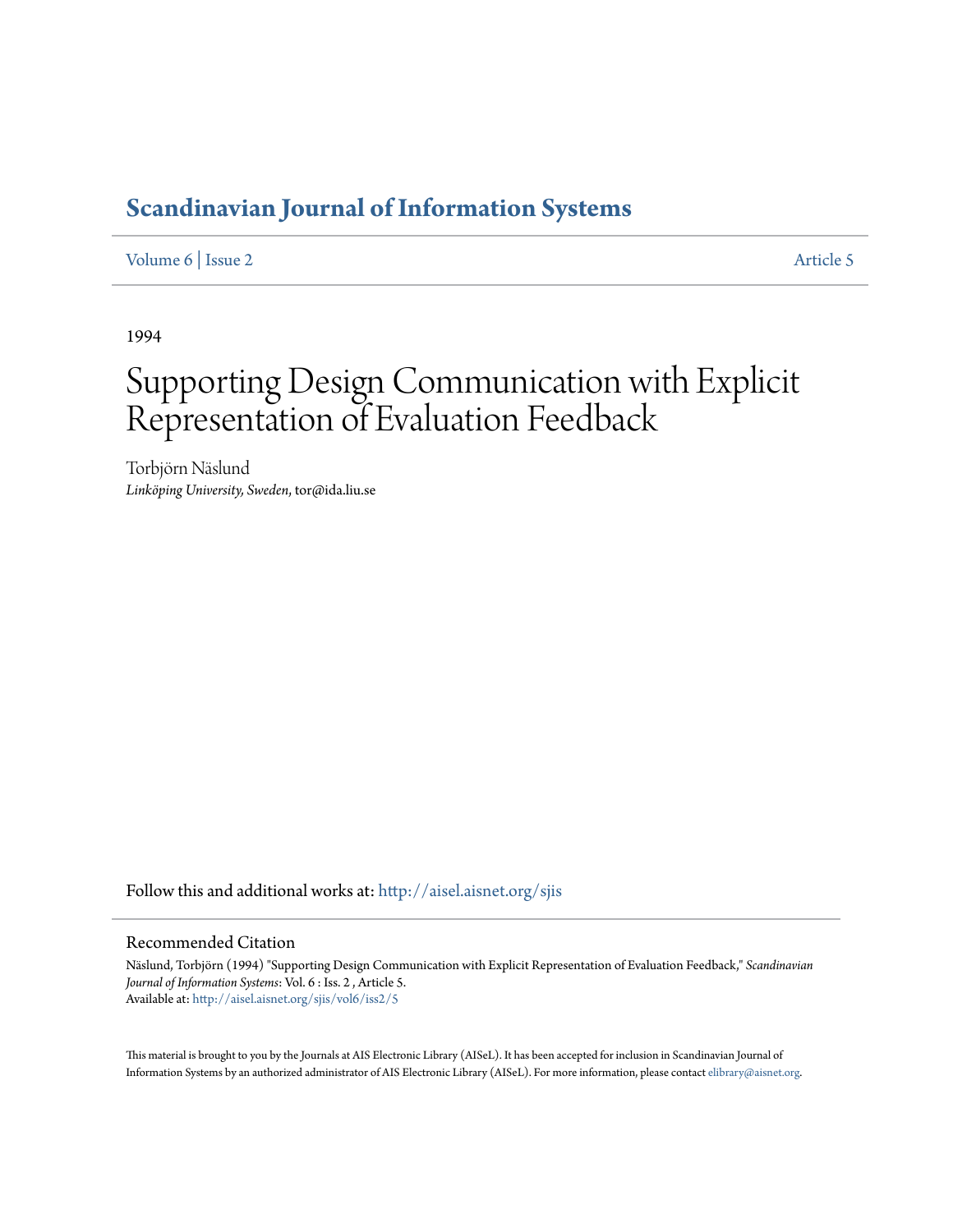# Scandinavian Journal of Information Systems

Volume 6 | Issue 2 Article 5

1994

# Supporting Design Communication with Explicit Representation of Evaluation Feedback

Torbjörn Näslund
*Linköping University, Sweden*, tor@ida.liu.se

Follow this and additional works at: http://aisel.aisnet.org/sjis

## Recommended Citation

Näslund, Torbjörn (1994) "Supporting Design Communication with Explicit Representation of Evaluation Feedback," *Scandinavian Journal of Information Systems*: Vol. 6 : Iss. 2 , Article 5.
Available at: http://aisel.aisnet.org/sjis/vol6/iss2/5

This material is brought to you by the Journals at AIS Electronic Library (AISeL). It has been accepted for inclusion in Scandinavian Journal of Information Systems by an authorized administrator of AIS Electronic Library (AISeL). For more information, please contact elibrary@aisnet.org.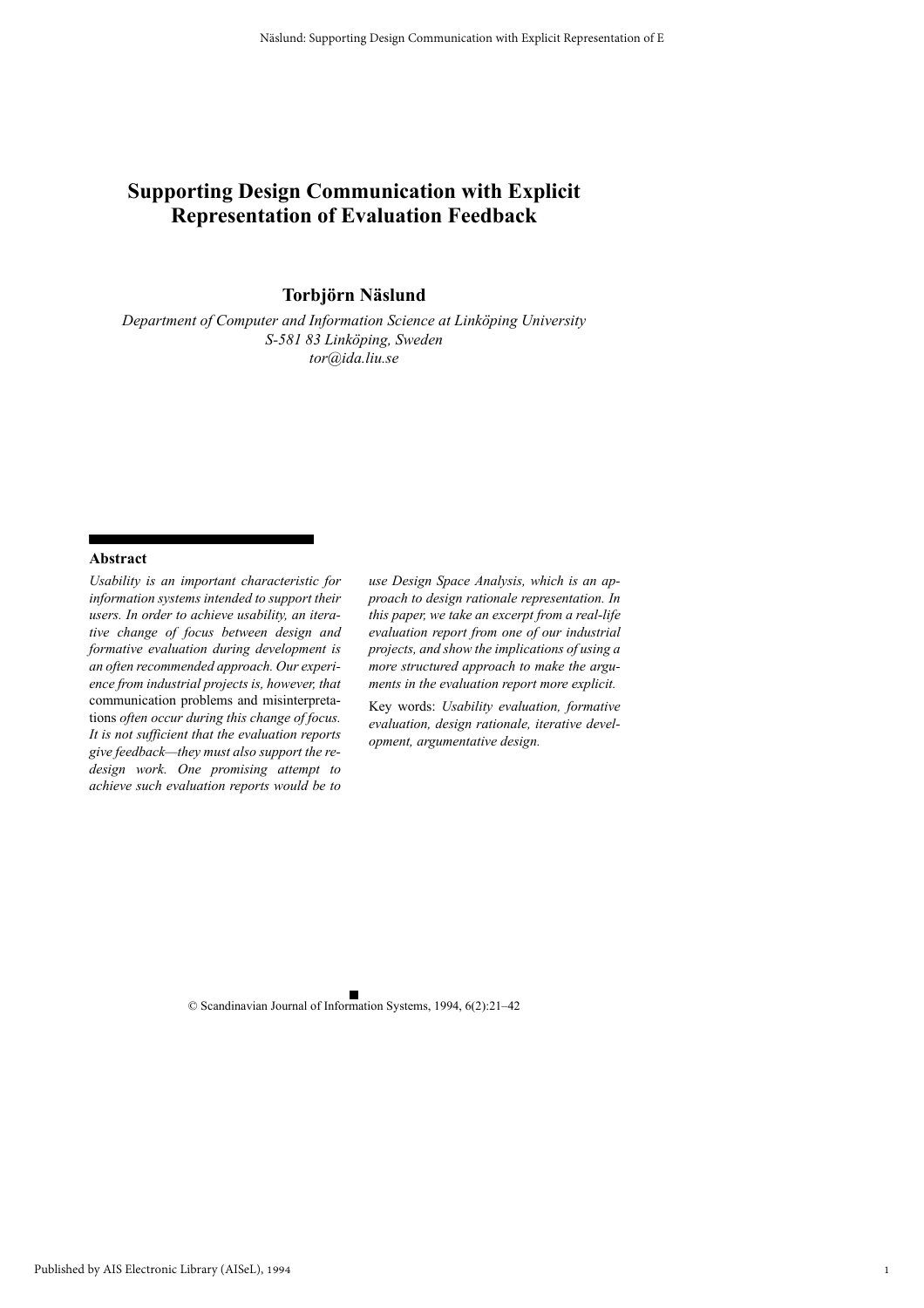# Supporting Design Communication with Explicit Representation of Evaluation Feedback

## Torbjörn Näslund

*Department of Computer and Information Science at Linköping University*
*S-581 83 Linköping, Sweden*
*tor@ida.liu.se*

### Abstract

*Usability is an important characteristic for information systems intended to support their users. In order to achieve usability, an iterative change of focus between design and formative evaluation during development is an often recommended approach. Our experience from industrial projects is, however, that* communication problems and misinterpretations *often occur during this change of focus. It is not sufficient that the evaluation reports give feedback—they must also support the redesign work. One promising attempt to achieve such evaluation reports would be to use Design Space Analysis, which is an approach to design rationale representation. In this paper, we take an excerpt from a real-life evaluation report from one of our industrial projects, and show the implications of using a more structured approach to make the arguments in the evaluation report more explicit.*

Key words: *Usability evaluation, formative evaluation, design rationale, iterative development, argumentative design.*

© Scandinavian Journal of Information Systems, 1994, 6(2):21–42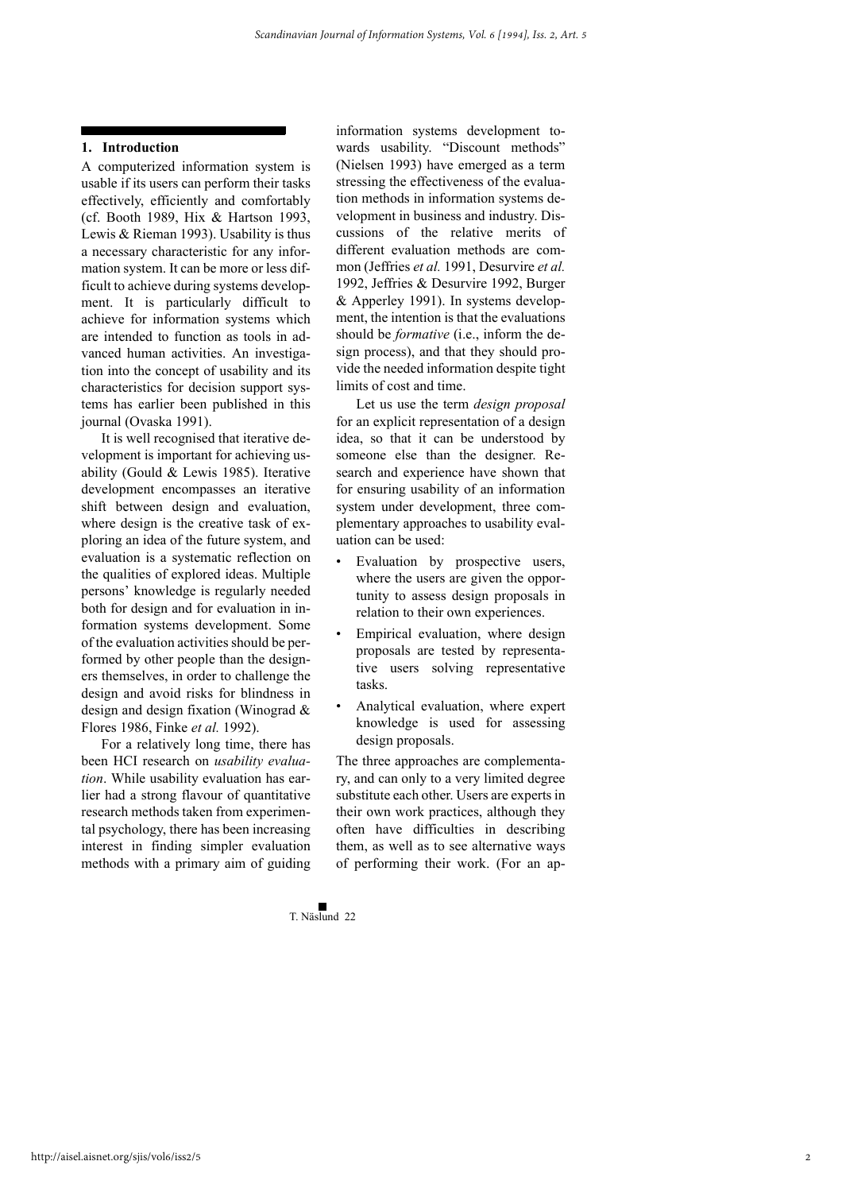## 1. Introduction

A computerized information system is usable if its users can perform their tasks effectively, efficiently and comfortably (cf. Booth 1989, Hix & Hartson 1993, Lewis & Rieman 1993). Usability is thus a necessary characteristic for any information system. It can be more or less difficult to achieve during systems development. It is particularly difficult to achieve for information systems which are intended to function as tools in advanced human activities. An investigation into the concept of usability and its characteristics for decision support systems has earlier been published in this journal (Ovaska 1991).

It is well recognised that iterative development is important for achieving usability (Gould & Lewis 1985). Iterative development encompasses an iterative shift between design and evaluation, where design is the creative task of exploring an idea of the future system, and evaluation is a systematic reflection on the qualities of explored ideas. Multiple persons' knowledge is regularly needed both for design and for evaluation in information systems development. Some of the evaluation activities should be performed by other people than the designers themselves, in order to challenge the design and avoid risks for blindness in design and design fixation (Winograd & Flores 1986, Finke *et al.* 1992).

For a relatively long time, there has been HCI research on *usability evaluation*. While usability evaluation has earlier had a strong flavour of quantitative research methods taken from experimental psychology, there has been increasing interest in finding simpler evaluation methods with a primary aim of guiding information systems development towards usability. "Discount methods" (Nielsen 1993) have emerged as a term stressing the effectiveness of the evaluation methods in information systems development in business and industry. Discussions of the relative merits of different evaluation methods are common (Jeffries *et al.* 1991, Desurvire *et al.* 1992, Jeffries & Desurvire 1992, Burger & Apperley 1991). In systems development, the intention is that the evaluations should be *formative* (i.e., inform the design process), and that they should provide the needed information despite tight limits of cost and time.

Let us use the term *design proposal* for an explicit representation of a design idea, so that it can be understood by someone else than the designer. Research and experience have shown that for ensuring usability of an information system under development, three complementary approaches to usability evaluation can be used:

- Evaluation by prospective users, where the users are given the opportunity to assess design proposals in relation to their own experiences.
- Empirical evaluation, where design proposals are tested by representative users solving representative tasks.
- Analytical evaluation, where expert knowledge is used for assessing design proposals.

The three approaches are complementary, and can only to a very limited degree substitute each other. Users are experts in their own work practices, although they often have difficulties in describing them, as well as to see alternative ways of performing their work. (For an ap-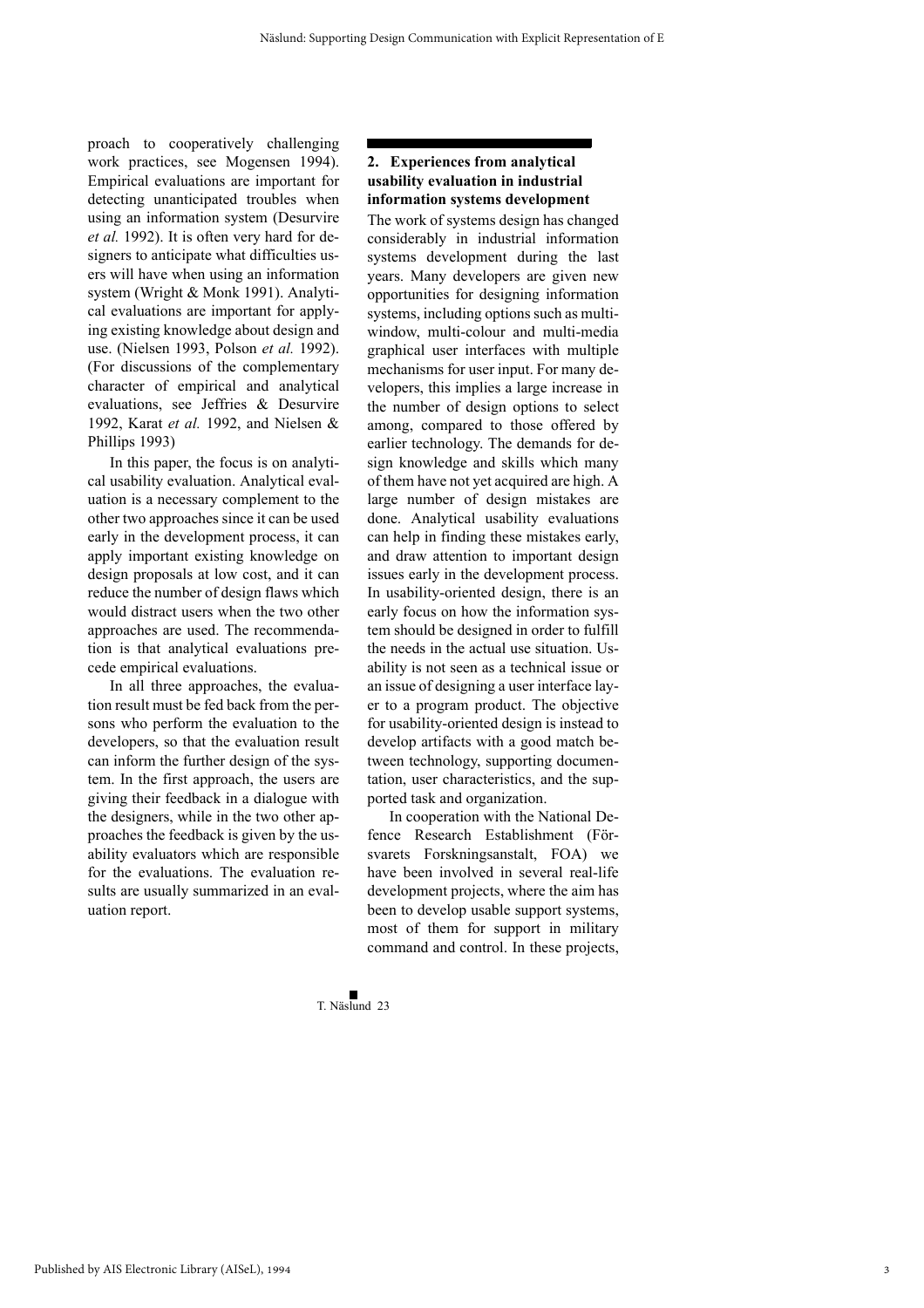proach to cooperatively challenging work practices, see Mogensen 1994). Empirical evaluations are important for detecting unanticipated troubles when using an information system (Desurvire *et al.* 1992). It is often very hard for designers to anticipate what difficulties users will have when using an information system (Wright & Monk 1991). Analytical evaluations are important for applying existing knowledge about design and use. (Nielsen 1993, Polson *et al.* 1992). (For discussions of the complementary character of empirical and analytical evaluations, see Jeffries & Desurvire 1992, Karat *et al.* 1992, and Nielsen & Phillips 1993)

In this paper, the focus is on analytical usability evaluation. Analytical evaluation is a necessary complement to the other two approaches since it can be used early in the development process, it can apply important existing knowledge on design proposals at low cost, and it can reduce the number of design flaws which would distract users when the two other approaches are used. The recommendation is that analytical evaluations precede empirical evaluations.

In all three approaches, the evaluation result must be fed back from the persons who perform the evaluation to the developers, so that the evaluation result can inform the further design of the system. In the first approach, the users are giving their feedback in a dialogue with the designers, while in the two other approaches the feedback is given by the usability evaluators which are responsible for the evaluations. The evaluation results are usually summarized in an evaluation report.

## 2. Experiences from analytical usability evaluation in industrial information systems development

The work of systems design has changed considerably in industrial information systems development during the last years. Many developers are given new opportunities for designing information systems, including options such as multi-window, multi-colour and multi-media graphical user interfaces with multiple mechanisms for user input. For many developers, this implies a large increase in the number of design options to select among, compared to those offered by earlier technology. The demands for design knowledge and skills which many of them have not yet acquired are high. A large number of design mistakes are done. Analytical usability evaluations can help in finding these mistakes early, and draw attention to important design issues early in the development process. In usability-oriented design, there is an early focus on how the information system should be designed in order to fulfill the needs in the actual use situation. Usability is not seen as a technical issue or an issue of designing a user interface layer to a program product. The objective for usability-oriented design is instead to develop artifacts with a good match between technology, supporting documentation, user characteristics, and the supported task and organization.

In cooperation with the National Defence Research Establishment (Försvarets Forskningsanstalt, FOA) we have been involved in several real-life development projects, where the aim has been to develop usable support systems, most of them for support in military command and control. In these projects,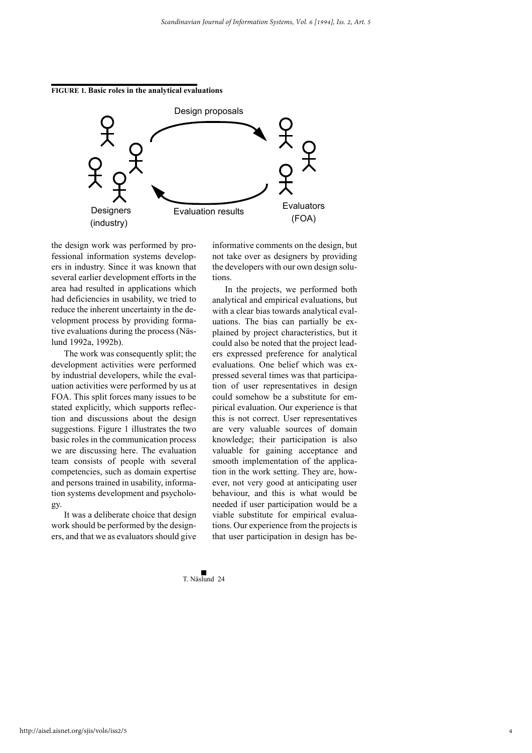**FIGURE 1. Basic roles in the analytical evaluations**

the design work was performed by professional information systems developers in industry. Since it was known that several earlier development efforts in the area had resulted in applications which had deficiencies in usability, we tried to reduce the inherent uncertainty in the development process by providing formative evaluations during the process (Näslund 1992a, 1992b).

The work was consequently split; the development activities were performed by industrial developers, while the evaluation activities were performed by us at FOA. This split forces many issues to be stated explicitly, which supports reflection and discussions about the design suggestions. Figure 1 illustrates the two basic roles in the communication process we are discussing here. The evaluation team consists of people with several competencies, such as domain expertise and persons trained in usability, information systems development and psychology.

It was a deliberate choice that design work should be performed by the designers, and that we as evaluators should give informative comments on the design, but not take over as designers by providing the developers with our own design solutions.

In the projects, we performed both analytical and empirical evaluations, but with a clear bias towards analytical evaluations. The bias can partially be explained by project characteristics, but it could also be noted that the project leaders expressed preference for analytical evaluations. One belief which was expressed several times was that participation of user representatives in design could somehow be a substitute for empirical evaluation. Our experience is that this is not correct. User representatives are very valuable sources of domain knowledge; their participation is also valuable for gaining acceptance and smooth implementation of the application in the work setting. They are, however, not very good at anticipating user behaviour, and this is what would be needed if user participation would be a viable substitute for empirical evaluations. Our experience from the projects is that user participation in design has be-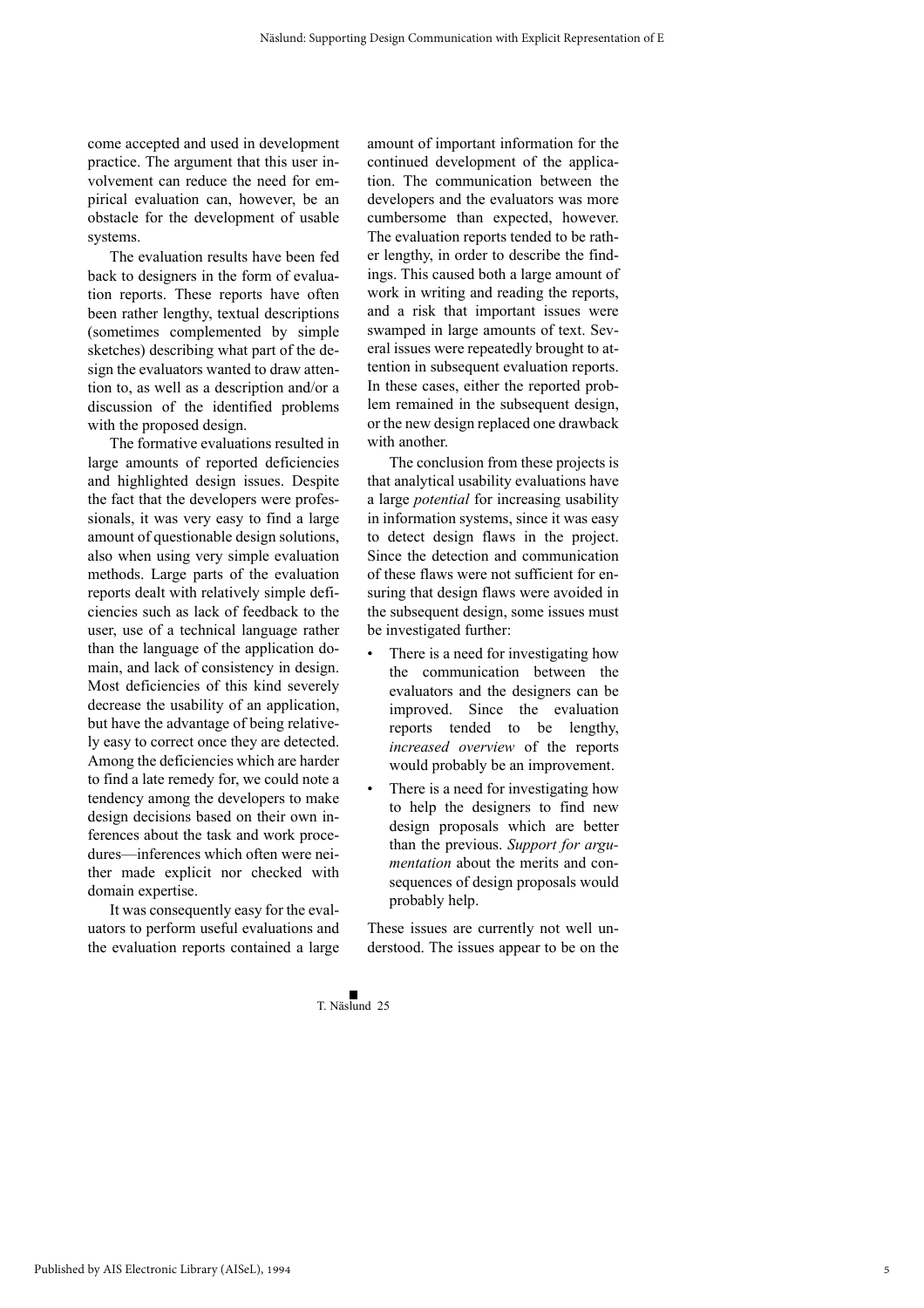come accepted and used in development practice. The argument that this user involvement can reduce the need for empirical evaluation can, however, be an obstacle for the development of usable systems.

The evaluation results have been fed back to designers in the form of evaluation reports. These reports have often been rather lengthy, textual descriptions (sometimes complemented by simple sketches) describing what part of the design the evaluators wanted to draw attention to, as well as a description and/or a discussion of the identified problems with the proposed design.

The formative evaluations resulted in large amounts of reported deficiencies and highlighted design issues. Despite the fact that the developers were professionals, it was very easy to find a large amount of questionable design solutions, also when using very simple evaluation methods. Large parts of the evaluation reports dealt with relatively simple deficiencies such as lack of feedback to the user, use of a technical language rather than the language of the application domain, and lack of consistency in design. Most deficiencies of this kind severely decrease the usability of an application, but have the advantage of being relatively easy to correct once they are detected. Among the deficiencies which are harder to find a late remedy for, we could note a tendency among the developers to make design decisions based on their own inferences about the task and work procedures—inferences which often were neither made explicit nor checked with domain expertise.

It was consequently easy for the evaluators to perform useful evaluations and the evaluation reports contained a large amount of important information for the continued development of the application. The communication between the developers and the evaluators was more cumbersome than expected, however. The evaluation reports tended to be rather lengthy, in order to describe the findings. This caused both a large amount of work in writing and reading the reports, and a risk that important issues were swamped in large amounts of text. Several issues were repeatedly brought to attention in subsequent evaluation reports. In these cases, either the reported problem remained in the subsequent design, or the new design replaced one drawback with another.

The conclusion from these projects is that analytical usability evaluations have a large *potential* for increasing usability in information systems, since it was easy to detect design flaws in the project. Since the detection and communication of these flaws were not sufficient for ensuring that design flaws were avoided in the subsequent design, some issues must be investigated further:

- There is a need for investigating how the communication between the evaluators and the designers can be improved. Since the evaluation reports tended to be lengthy, *increased overview* of the reports would probably be an improvement.
- There is a need for investigating how to help the designers to find new design proposals which are better than the previous. *Support for argumentation* about the merits and consequences of design proposals would probably help.

These issues are currently not well understood. The issues appear to be on the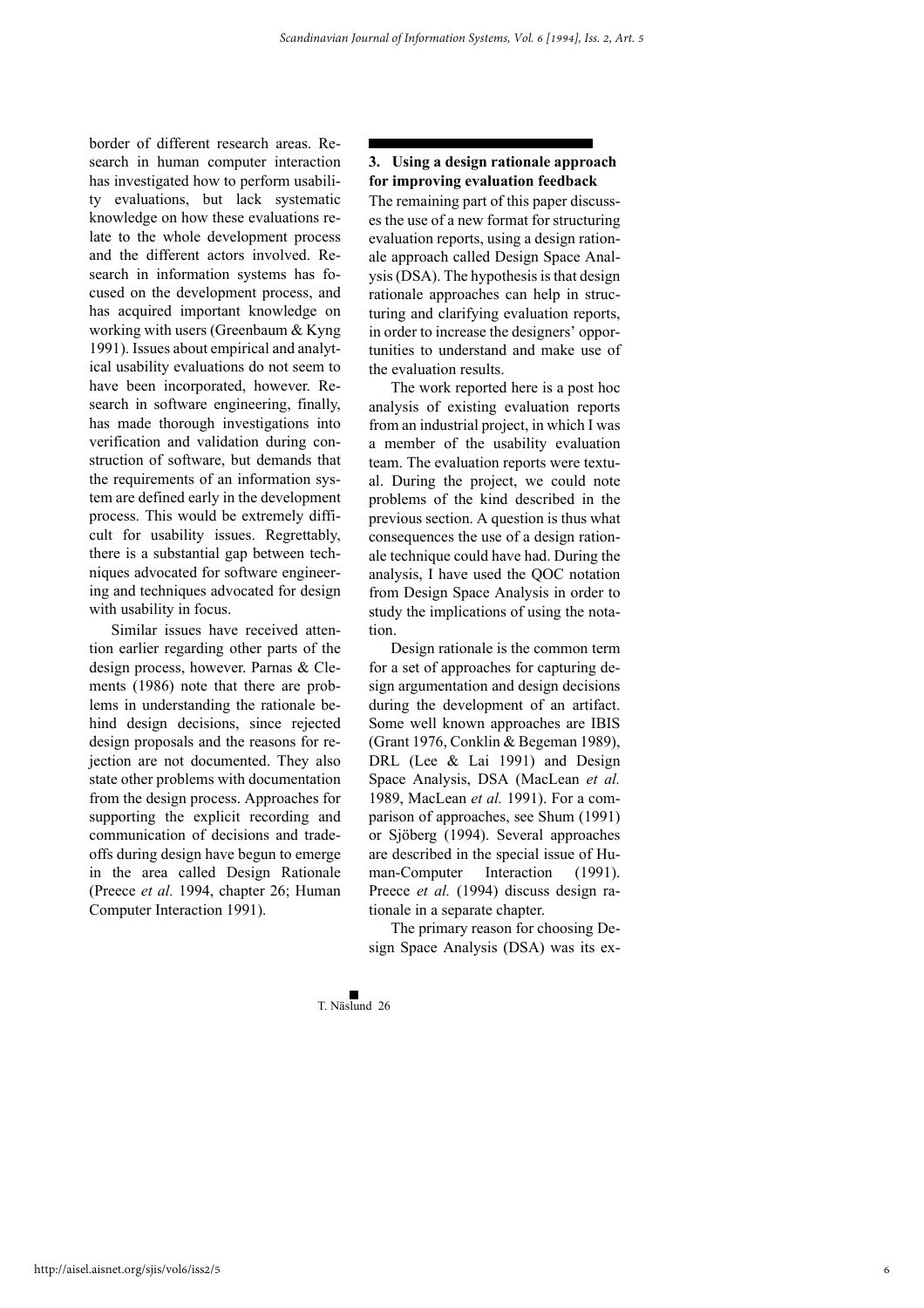border of different research areas. Research in human computer interaction has investigated how to perform usability evaluations, but lack systematic knowledge on how these evaluations relate to the whole development process and the different actors involved. Research in information systems has focused on the development process, and has acquired important knowledge on working with users (Greenbaum & Kyng 1991). Issues about empirical and analytical usability evaluations do not seem to have been incorporated, however. Research in software engineering, finally, has made thorough investigations into verification and validation during construction of software, but demands that the requirements of an information system are defined early in the development process. This would be extremely difficult for usability issues. Regrettably, there is a substantial gap between techniques advocated for software engineering and techniques advocated for design with usability in focus.

Similar issues have received attention earlier regarding other parts of the design process, however. Parnas & Clements (1986) note that there are problems in understanding the rationale behind design decisions, since rejected design proposals and the reasons for rejection are not documented. They also state other problems with documentation from the design process. Approaches for supporting the explicit recording and communication of decisions and tradeoffs during design have begun to emerge in the area called Design Rationale (Preece *et al.* 1994, chapter 26; Human Computer Interaction 1991).

## 3. Using a design rationale approach for improving evaluation feedback

The remaining part of this paper discusses the use of a new format for structuring evaluation reports, using a design rationale approach called Design Space Analysis (DSA). The hypothesis is that design rationale approaches can help in structuring and clarifying evaluation reports, in order to increase the designers' opportunities to understand and make use of the evaluation results.

The work reported here is a post hoc analysis of existing evaluation reports from an industrial project, in which I was a member of the usability evaluation team. The evaluation reports were textual. During the project, we could note problems of the kind described in the previous section. A question is thus what consequences the use of a design rationale technique could have had. During the analysis, I have used the QOC notation from Design Space Analysis in order to study the implications of using the notation.

Design rationale is the common term for a set of approaches for capturing design argumentation and design decisions during the development of an artifact. Some well known approaches are IBIS (Grant 1976, Conklin & Begeman 1989), DRL (Lee & Lai 1991) and Design Space Analysis, DSA (MacLean *et al.* 1989, MacLean *et al.* 1991). For a comparison of approaches, see Shum (1991) or Sjöberg (1994). Several approaches are described in the special issue of Human-Computer Interaction (1991). Preece *et al.* (1994) discuss design rationale in a separate chapter.

The primary reason for choosing Design Space Analysis (DSA) was its ex-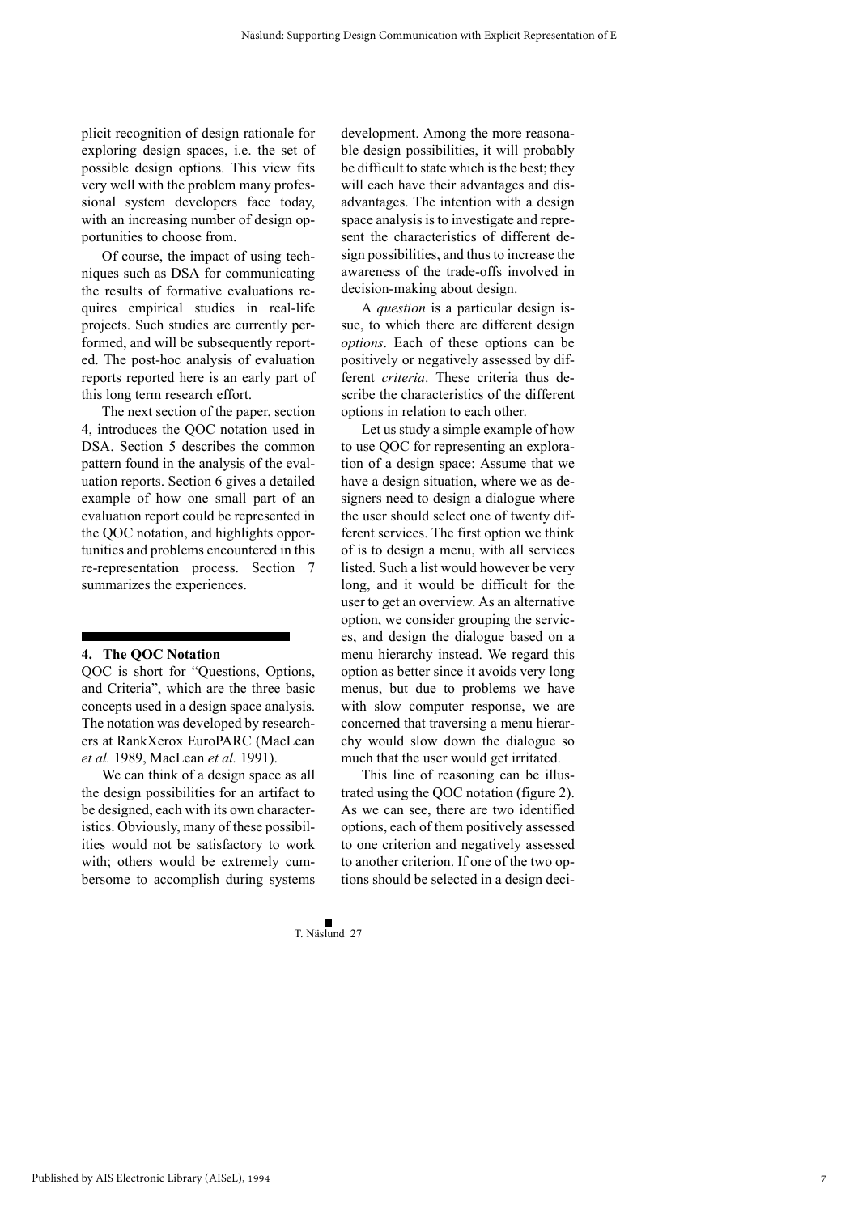plicit recognition of design rationale for exploring design spaces, i.e. the set of possible design options. This view fits very well with the problem many professional system developers face today, with an increasing number of design opportunities to choose from.

Of course, the impact of using techniques such as DSA for communicating the results of formative evaluations requires empirical studies in real-life projects. Such studies are currently performed, and will be subsequently reported. The post-hoc analysis of evaluation reports reported here is an early part of this long term research effort.

The next section of the paper, section 4, introduces the QOC notation used in DSA. Section 5 describes the common pattern found in the analysis of the evaluation reports. Section 6 gives a detailed example of how one small part of an evaluation report could be represented in the QOC notation, and highlights opportunities and problems encountered in this re-representation process. Section 7 summarizes the experiences.

## 4. The QOC Notation

QOC is short for "Questions, Options, and Criteria", which are the three basic concepts used in a design space analysis. The notation was developed by researchers at RankXerox EuroPARC (MacLean *et al.* 1989, MacLean *et al.* 1991).

We can think of a design space as all the design possibilities for an artifact to be designed, each with its own characteristics. Obviously, many of these possibilities would not be satisfactory to work with; others would be extremely cumbersome to accomplish during systems development. Among the more reasonable design possibilities, it will probably be difficult to state which is the best; they will each have their advantages and disadvantages. The intention with a design space analysis is to investigate and represent the characteristics of different design possibilities, and thus to increase the awareness of the trade-offs involved in decision-making about design.

A *question* is a particular design issue, to which there are different design *options*. Each of these options can be positively or negatively assessed by different *criteria*. These criteria thus describe the characteristics of the different options in relation to each other.

Let us study a simple example of how to use QOC for representing an exploration of a design space: Assume that we have a design situation, where we as designers need to design a dialogue where the user should select one of twenty different services. The first option we think of is to design a menu, with all services listed. Such a list would however be very long, and it would be difficult for the user to get an overview. As an alternative option, we consider grouping the services, and design the dialogue based on a menu hierarchy instead. We regard this option as better since it avoids very long menus, but due to problems we have with slow computer response, we are concerned that traversing a menu hierarchy would slow down the dialogue so much that the user would get irritated.

This line of reasoning can be illustrated using the QOC notation (figure 2). As we can see, there are two identified options, each of them positively assessed to one criterion and negatively assessed to another criterion. If one of the two options should be selected in a design deci-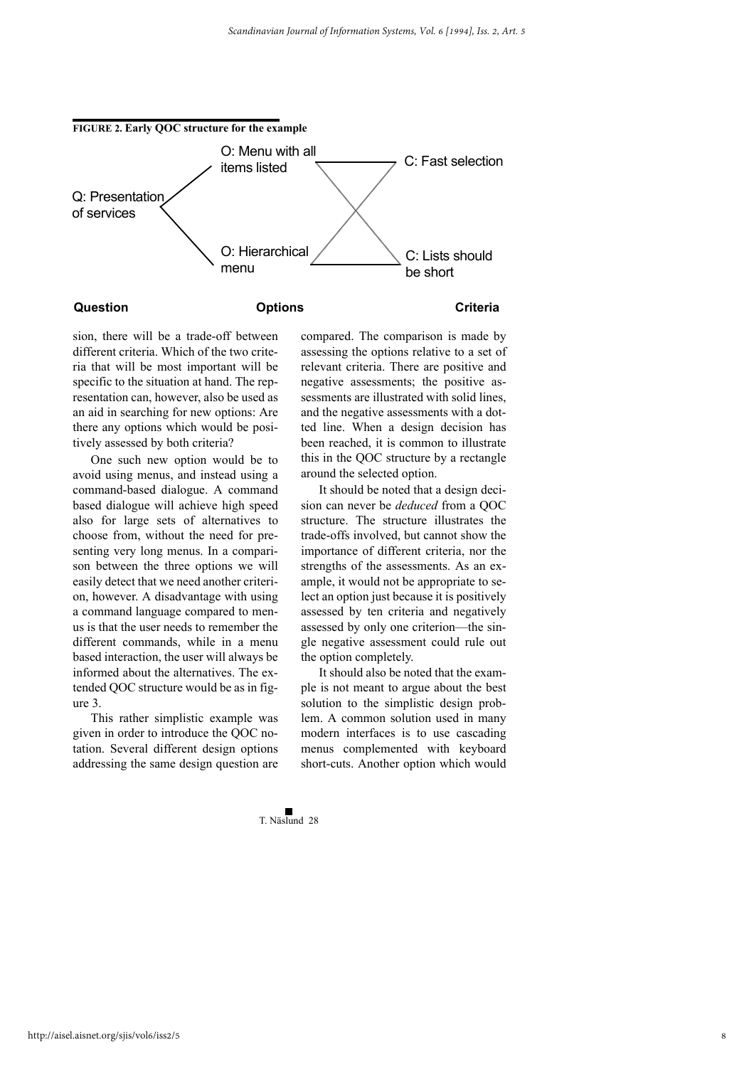**FIGURE 2. Early QOC structure for the example**

Q: Presentation of services

O: Menu with all items listed

O: Hierarchical menu

C: Fast selection

C: Lists should be short

**Question** **Options** **Criteria**

sion, there will be a trade-off between different criteria. Which of the two criteria that will be most important will be specific to the situation at hand. The representation can, however, also be used as an aid in searching for new options: Are there any options which would be positively assessed by both criteria?

One such new option would be to avoid using menus, and instead using a command-based dialogue. A command based dialogue will achieve high speed also for large sets of alternatives to choose from, without the need for presenting very long menus. In a comparison between the three options we will easily detect that we need another criterion, however. A disadvantage with using a command language compared to menus is that the user needs to remember the different commands, while in a menu based interaction, the user will always be informed about the alternatives. The extended QOC structure would be as in figure 3.

This rather simplistic example was given in order to introduce the QOC notation. Several different design options addressing the same design question are compared. The comparison is made by assessing the options relative to a set of relevant criteria. There are positive and negative assessments; the positive assessments are illustrated with solid lines, and the negative assessments with a dotted line. When a design decision has been reached, it is common to illustrate this in the QOC structure by a rectangle around the selected option.

It should be noted that a design decision can never be *deduced* from a QOC structure. The structure illustrates the trade-offs involved, but cannot show the importance of different criteria, nor the strengths of the assessments. As an example, it would not be appropriate to select an option just because it is positively assessed by ten criteria and negatively assessed by only one criterion—the single negative assessment could rule out the option completely.

It should also be noted that the example is not meant to argue about the best solution to the simplistic design problem. A common solution used in many modern interfaces is to use cascading menus complemented with keyboard short-cuts. Another option which would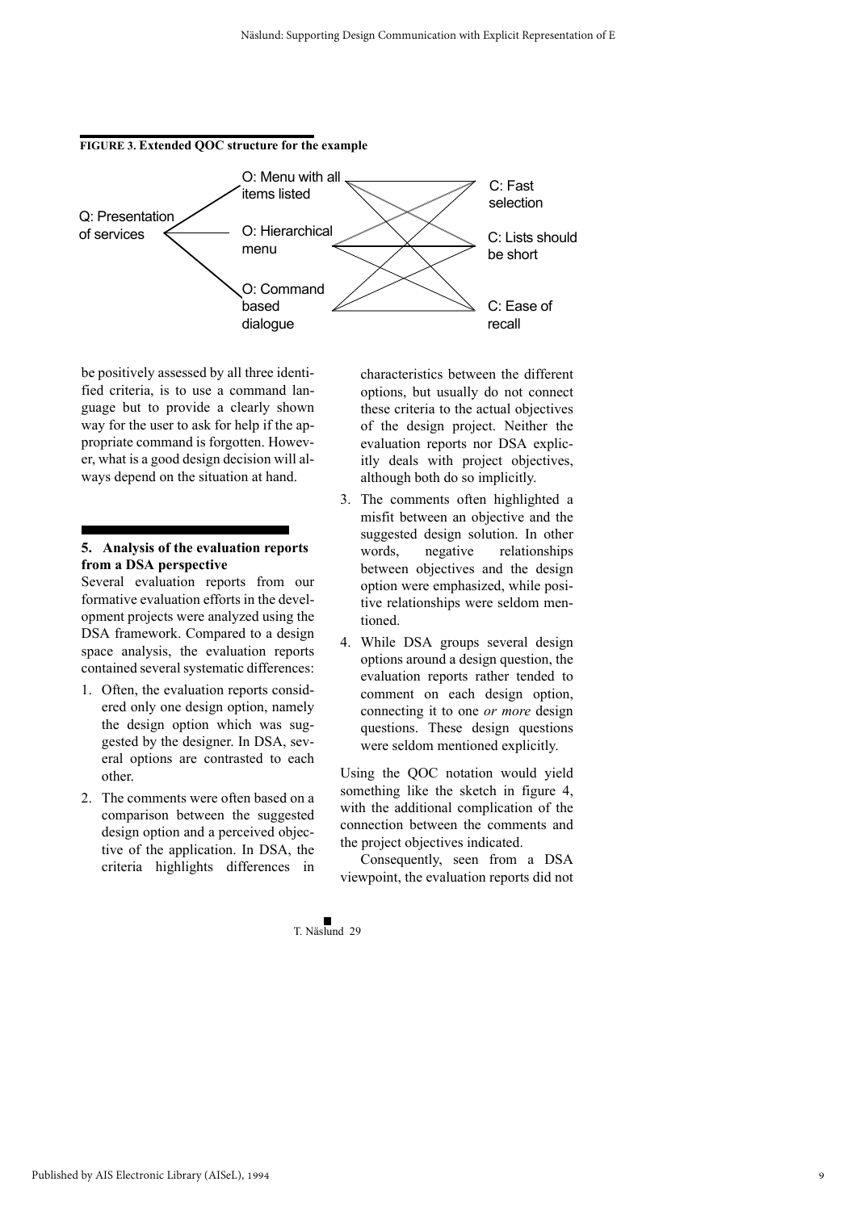**FIGURE 3. Extended QOC structure for the example**

Q: Presentation of services

O: Menu with all items listed
O: Hierarchical menu
O: Command based dialogue

C: Fast selection
C: Lists should be short
C: Ease of recall

be positively assessed by all three identified criteria, is to use a command language but to provide a clearly shown way for the user to ask for help if the appropriate command is forgotten. However, what is a good design decision will always depend on the situation at hand.

## 5. Analysis of the evaluation reports from a DSA perspective

Several evaluation reports from our formative evaluation efforts in the development projects were analyzed using the DSA framework. Compared to a design space analysis, the evaluation reports contained several systematic differences:

1. Often, the evaluation reports considered only one design option, namely the design option which was suggested by the designer. In DSA, several options are contrasted to each other.
2. The comments were often based on a comparison between the suggested design option and a perceived objective of the application. In DSA, the criteria highlights differences in characteristics between the different options, but usually do not connect these criteria to the actual objectives of the design project. Neither the evaluation reports nor DSA explicitly deals with project objectives, although both do so implicitly.
3. The comments often highlighted a misfit between an objective and the suggested design solution. In other words, negative relationships between objectives and the design option were emphasized, while positive relationships were seldom mentioned.
4. While DSA groups several design options around a design question, the evaluation reports rather tended to comment on each design option, connecting it to one *or more* design questions. These design questions were seldom mentioned explicitly.

Using the QOC notation would yield something like the sketch in figure 4, with the additional complication of the connection between the comments and the project objectives indicated.

Consequently, seen from a DSA viewpoint, the evaluation reports did not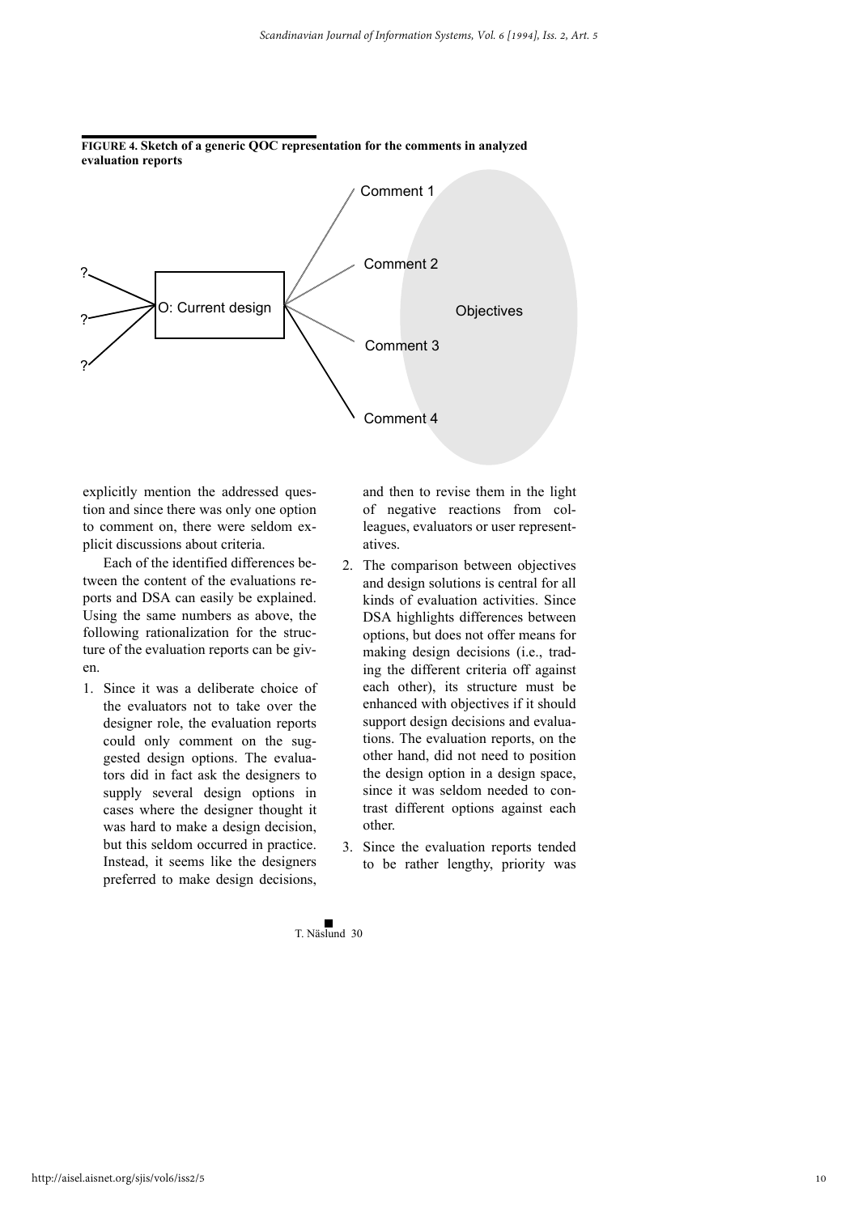**FIGURE 4. Sketch of a generic QOC representation for the comments in analyzed evaluation reports**

explicitly mention the addressed question and since there was only one option to comment on, there were seldom explicit discussions about criteria.

Each of the identified differences between the content of the evaluations reports and DSA can easily be explained. Using the same numbers as above, the following rationalization for the structure of the evaluation reports can be given.

1. Since it was a deliberate choice of the evaluators not to take over the designer role, the evaluation reports could only comment on the suggested design options. The evaluators did in fact ask the designers to supply several design options in cases where the designer thought it was hard to make a design decision, but this seldom occurred in practice. Instead, it seems like the designers preferred to make design decisions, and then to revise them in the light of negative reactions from colleagues, evaluators or user representatives.
2. The comparison between objectives and design solutions is central for all kinds of evaluation activities. Since DSA highlights differences between options, but does not offer means for making design decisions (i.e., trading the different criteria off against each other), its structure must be enhanced with objectives if it should support design decisions and evaluations. The evaluation reports, on the other hand, did not need to position the design option in a design space, since it was seldom needed to contrast different options against each other.
3. Since the evaluation reports tended to be rather lengthy, priority was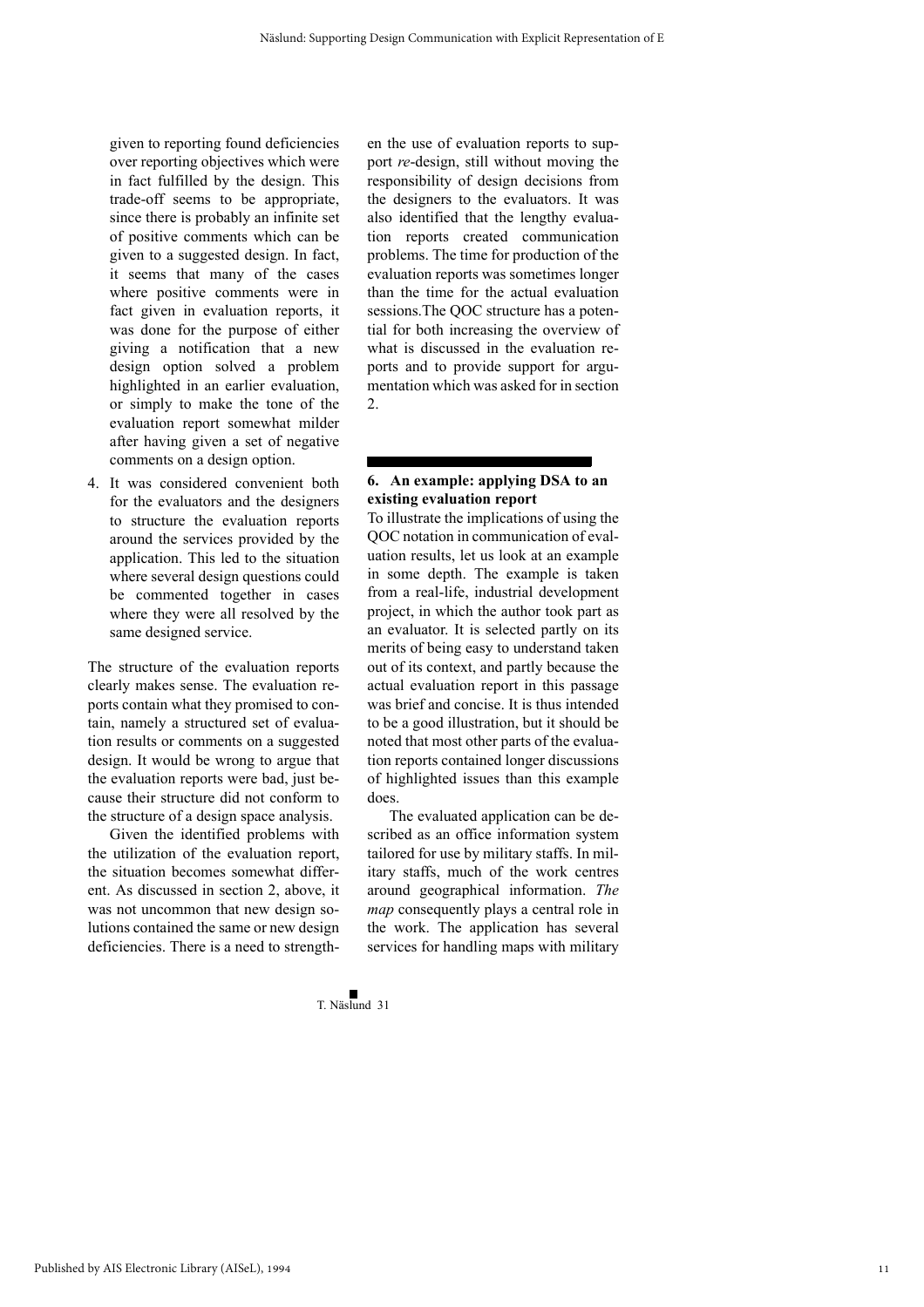given to reporting found deficiencies over reporting objectives which were in fact fulfilled by the design. This trade-off seems to be appropriate, since there is probably an infinite set of positive comments which can be given to a suggested design. In fact, it seems that many of the cases where positive comments were in fact given in evaluation reports, it was done for the purpose of either giving a notification that a new design option solved a problem highlighted in an earlier evaluation, or simply to make the tone of the evaluation report somewhat milder after having given a set of negative comments on a design option.

4. It was considered convenient both for the evaluators and the designers to structure the evaluation reports around the services provided by the application. This led to the situation where several design questions could be commented together in cases where they were all resolved by the same designed service.

The structure of the evaluation reports clearly makes sense. The evaluation reports contain what they promised to contain, namely a structured set of evaluation results or comments on a suggested design. It would be wrong to argue that the evaluation reports were bad, just because their structure did not conform to the structure of a design space analysis.

Given the identified problems with the utilization of the evaluation report, the situation becomes somewhat different. As discussed in section 2, above, it was not uncommon that new design solutions contained the same or new design deficiencies. There is a need to strengthen the use of evaluation reports to support *re*-design, still without moving the responsibility of design decisions from the designers to the evaluators. It was also identified that the lengthy evaluation reports created communication problems. The time for production of the evaluation reports was sometimes longer than the time for the actual evaluation sessions.The QOC structure has a potential for both increasing the overview of what is discussed in the evaluation reports and to provide support for argumentation which was asked for in section 2.

## 6. An example: applying DSA to an existing evaluation report

To illustrate the implications of using the QOC notation in communication of evaluation results, let us look at an example in some depth. The example is taken from a real-life, industrial development project, in which the author took part as an evaluator. It is selected partly on its merits of being easy to understand taken out of its context, and partly because the actual evaluation report in this passage was brief and concise. It is thus intended to be a good illustration, but it should be noted that most other parts of the evaluation reports contained longer discussions of highlighted issues than this example does.

The evaluated application can be described as an office information system tailored for use by military staffs. In military staffs, much of the work centres around geographical information. *The map* consequently plays a central role in the work. The application has several services for handling maps with military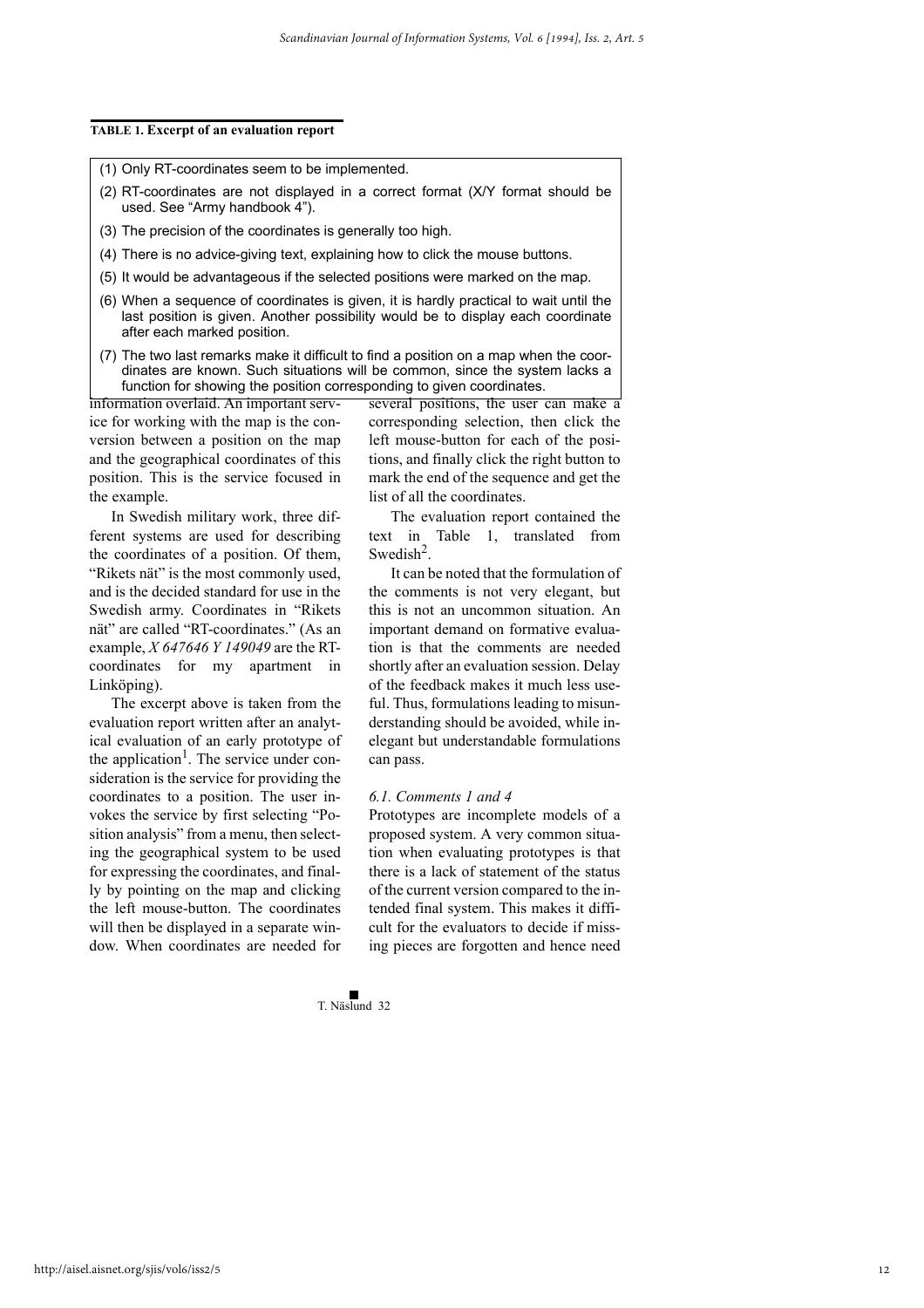**TABLE 1. Excerpt of an evaluation report**

(1) Only RT-coordinates seem to be implemented.

(2) RT-coordinates are not displayed in a correct format (X/Y format should be used. See "Army handbook 4").

(3) The precision of the coordinates is generally too high.

(4) There is no advice-giving text, explaining how to click the mouse buttons.

(5) It would be advantageous if the selected positions were marked on the map.

(6) When a sequence of coordinates is given, it is hardly practical to wait until the last position is given. Another possibility would be to display each coordinate after each marked position.

(7) The two last remarks make it difficult to find a position on a map when the coordinates are known. Such situations will be common, since the system lacks a function for showing the position corresponding to given coordinates.

information overlaid. An important service for working with the map is the conversion between a position on the map and the geographical coordinates of this position. This is the service focused in the example.

In Swedish military work, three different systems are used for describing the coordinates of a position. Of them, "Rikets nät" is the most commonly used, and is the decided standard for use in the Swedish army. Coordinates in "Rikets nät" are called "RT-coordinates." (As an example, *X 647646 Y 149049* are the RT-coordinates for my apartment in Linköping).

The excerpt above is taken from the evaluation report written after an analytical evaluation of an early prototype of the application[1]. The service under consideration is the service for providing the coordinates to a position. The user invokes the service by first selecting "Position analysis" from a menu, then selecting the geographical system to be used for expressing the coordinates, and finally by pointing on the map and clicking the left mouse-button. The coordinates will then be displayed in a separate window. When coordinates are needed for several positions, the user can make a corresponding selection, then click the left mouse-button for each of the positions, and finally click the right button to mark the end of the sequence and get the list of all the coordinates.

The evaluation report contained the text in Table 1, translated from Swedish[2].

It can be noted that the formulation of the comments is not very elegant, but this is not an uncommon situation. An important demand on formative evaluation is that the comments are needed shortly after an evaluation session. Delay of the feedback makes it much less useful. Thus, formulations leading to misunderstanding should be avoided, while inelegant but understandable formulations can pass.

### *6.1. Comments 1 and 4*

Prototypes are incomplete models of a proposed system. A very common situation when evaluating prototypes is that there is a lack of statement of the status of the current version compared to the intended final system. This makes it difficult for the evaluators to decide if missing pieces are forgotten and hence need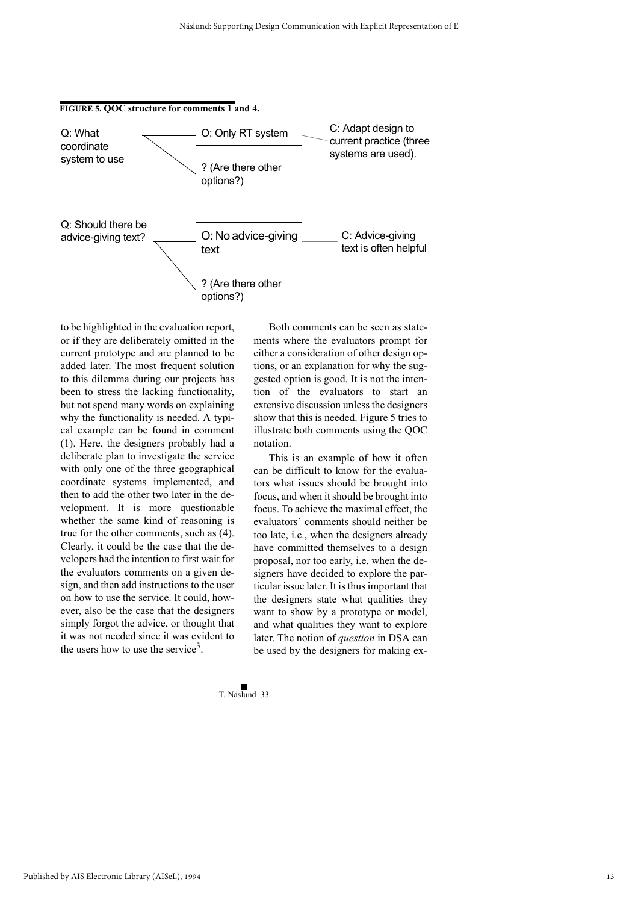**FIGURE 5. QOC structure for comments 1 and 4.**

Q: What coordinate system to use
- O: Only RT system — C: Adapt design to current practice (three systems are used).
- ? (Are there other options?)

Q: Should there be advice-giving text?
- O: No advice-giving text — C: Advice-giving text is often helpful
- ? (Are there other options?)

to be highlighted in the evaluation report, or if they are deliberately omitted in the current prototype and are planned to be added later. The most frequent solution to this dilemma during our projects has been to stress the lacking functionality, but not spend many words on explaining why the functionality is needed. A typical example can be found in comment (1). Here, the designers probably had a deliberate plan to investigate the service with only one of the three geographical coordinate systems implemented, and then to add the other two later in the development. It is more questionable whether the same kind of reasoning is true for the other comments, such as (4). Clearly, it could be the case that the developers had the intention to first wait for the evaluators comments on a given design, and then add instructions to the user on how to use the service. It could, however, also be the case that the designers simply forgot the advice, or thought that it was not needed since it was evident to the users how to use the service[3].

Both comments can be seen as statements where the evaluators prompt for either a consideration of other design options, or an explanation for why the suggested option is good. It is not the intention of the evaluators to start an extensive discussion unless the designers show that this is needed. Figure 5 tries to illustrate both comments using the QOC notation.

This is an example of how it often can be difficult to know for the evaluators what issues should be brought into focus, and when it should be brought into focus. To achieve the maximal effect, the evaluators' comments should neither be too late, i.e., when the designers already have committed themselves to a design proposal, nor too early, i.e. when the designers have decided to explore the particular issue later. It is thus important that the designers state what qualities they want to show by a prototype or model, and what qualities they want to explore later. The notion of *question* in DSA can be used by the designers for making ex-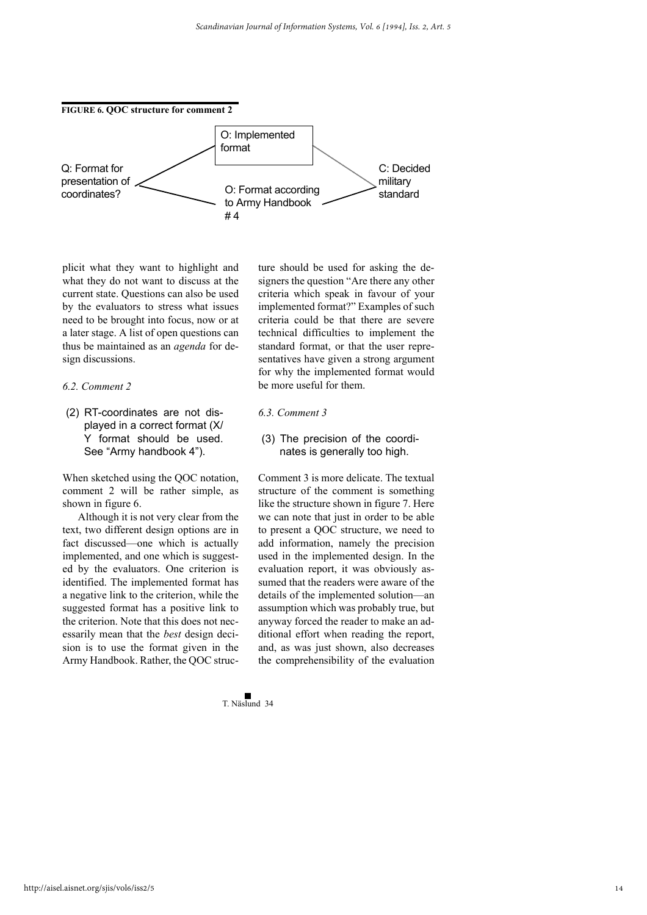**FIGURE 6. QOC structure for comment 2**

Q: Format for presentation of coordinates?

O: Implemented format

O: Format according to Army Handbook # 4

C: Decided military standard

plicit what they want to highlight and what they do not want to discuss at the current state. Questions can also be used by the evaluators to stress what issues need to be brought into focus, now or at a later stage. A list of open questions can thus be maintained as an *agenda* for design discussions.

### *6.2. Comment 2*

(2) RT-coordinates are not displayed in a correct format (X/Y format should be used. See "Army handbook 4").

When sketched using the QOC notation, comment 2 will be rather simple, as shown in figure 6.

Although it is not very clear from the text, two different design options are in fact discussed—one which is actually implemented, and one which is suggested by the evaluators. One criterion is identified. The implemented format has a negative link to the criterion, while the suggested format has a positive link to the criterion. Note that this does not necessarily mean that the *best* design decision is to use the format given in the Army Handbook. Rather, the QOC structure should be used for asking the designers the question "Are there any other criteria which speak in favour of your implemented format?" Examples of such criteria could be that there are severe technical difficulties to implement the standard format, or that the user representatives have given a strong argument for why the implemented format would be more useful for them.

### *6.3. Comment 3*

(3) The precision of the coordinates is generally too high.

Comment 3 is more delicate. The textual structure of the comment is something like the structure shown in figure 7. Here we can note that just in order to be able to present a QOC structure, we need to add information, namely the precision used in the implemented design. In the evaluation report, it was obviously assumed that the readers were aware of the details of the implemented solution—an assumption which was probably true, but anyway forced the reader to make an additional effort when reading the report, and, as was just shown, also decreases the comprehensibility of the evaluation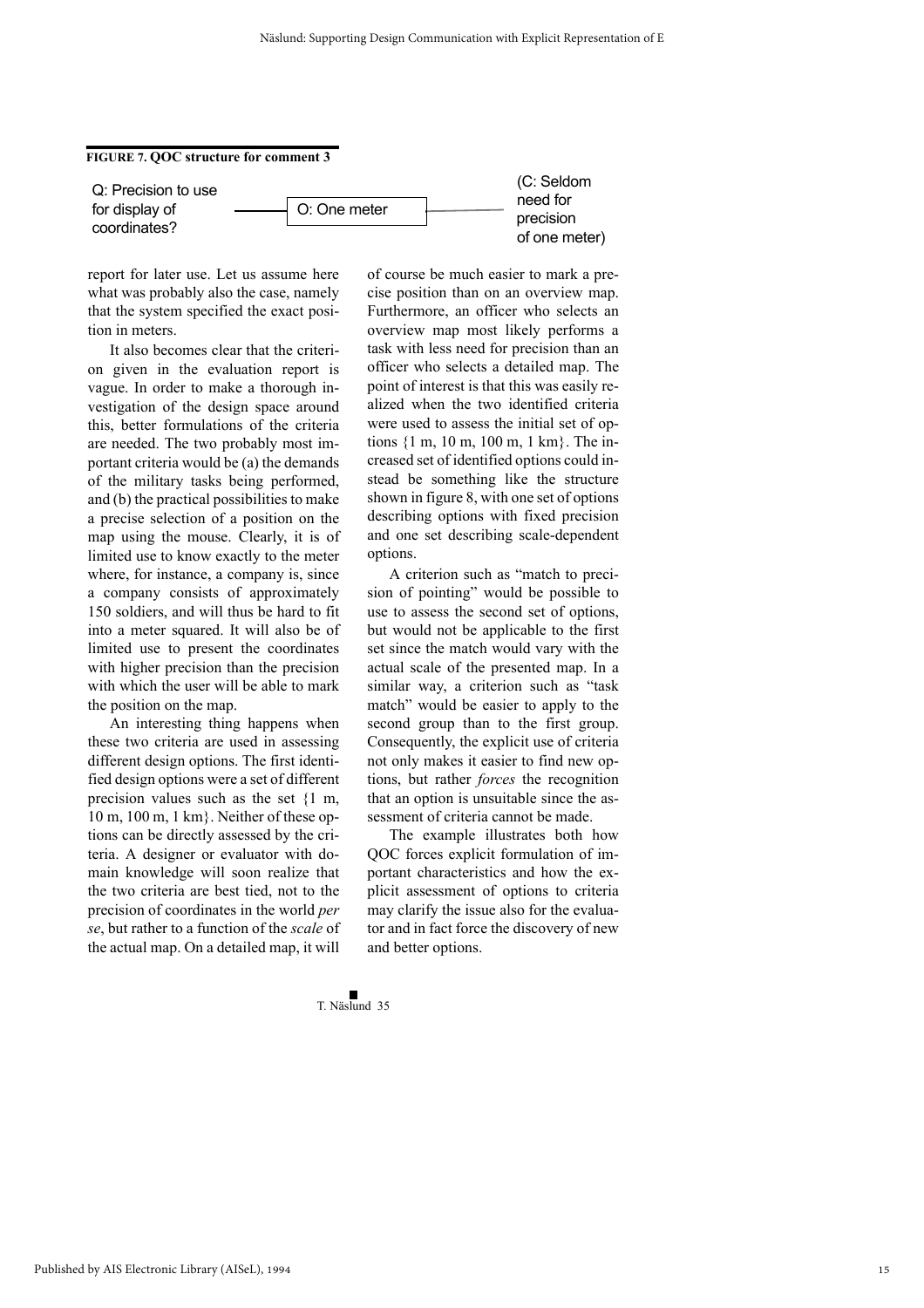**FIGURE 7. QOC structure for comment 3**

Q: Precision to use for display of coordinates? —— O: One meter —— (C: Seldom need for precision of one meter)

report for later use. Let us assume here what was probably also the case, namely that the system specified the exact position in meters.

It also becomes clear that the criterion given in the evaluation report is vague. In order to make a thorough investigation of the design space around this, better formulations of the criteria are needed. The two probably most important criteria would be (a) the demands of the military tasks being performed, and (b) the practical possibilities to make a precise selection of a position on the map using the mouse. Clearly, it is of limited use to know exactly to the meter where, for instance, a company is, since a company consists of approximately 150 soldiers, and will thus be hard to fit into a meter squared. It will also be of limited use to present the coordinates with higher precision than the precision with which the user will be able to mark the position on the map.

An interesting thing happens when these two criteria are used in assessing different design options. The first identified design options were a set of different precision values such as the set {1 m, 10 m, 100 m, 1 km}. Neither of these options can be directly assessed by the criteria. A designer or evaluator with domain knowledge will soon realize that the two criteria are best tied, not to the precision of coordinates in the world *per se*, but rather to a function of the *scale* of the actual map. On a detailed map, it will of course be much easier to mark a precise position than on an overview map. Furthermore, an officer who selects an overview map most likely performs a task with less need for precision than an officer who selects a detailed map. The point of interest is that this was easily realized when the two identified criteria were used to assess the initial set of options {1 m, 10 m, 100 m, 1 km}. The increased set of identified options could instead be something like the structure shown in figure 8, with one set of options describing options with fixed precision and one set describing scale-dependent options.

A criterion such as "match to precision of pointing" would be possible to use to assess the second set of options, but would not be applicable to the first set since the match would vary with the actual scale of the presented map. In a similar way, a criterion such as "task match" would be easier to apply to the second group than to the first group. Consequently, the explicit use of criteria not only makes it easier to find new options, but rather *forces* the recognition that an option is unsuitable since the assessment of criteria cannot be made.

The example illustrates both how QOC forces explicit formulation of important characteristics and how the explicit assessment of options to criteria may clarify the issue also for the evaluator and in fact force the discovery of new and better options.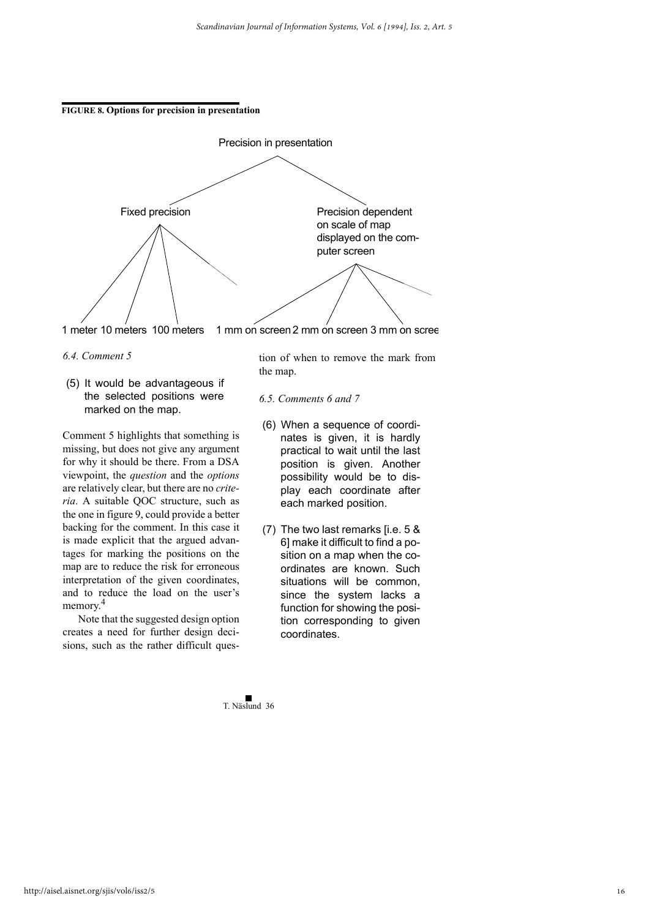**FIGURE 8. Options for precision in presentation**

Precision in presentation

Fixed precision

Precision dependent on scale of map displayed on the computer screen

1 meter 10 meters 100 meters 1 mm on screen 2 mm on screen 3 mm on scree

*6.4. Comment 5*

(5) It would be advantageous if the selected positions were marked on the map.

Comment 5 highlights that something is missing, but does not give any argument for why it should be there. From a DSA viewpoint, the *question* and the *options* are relatively clear, but there are no *criteria*. A suitable QOC structure, such as the one in figure 9, could provide a better backing for the comment. In this case it is made explicit that the argued advantages for marking the positions on the map are to reduce the risk for erroneous interpretation of the given coordinates, and to reduce the load on the user's memory.[4]

Note that the suggested design option creates a need for further design decisions, such as the rather difficult question of when to remove the mark from the map.

*6.5. Comments 6 and 7*

(6) When a sequence of coordinates is given, it is hardly practical to wait until the last position is given. Another possibility would be to display each coordinate after each marked position.

(7) The two last remarks [i.e. 5 & 6] make it difficult to find a position on a map when the coordinates are known. Such situations will be common, since the system lacks a function for showing the position corresponding to given coordinates.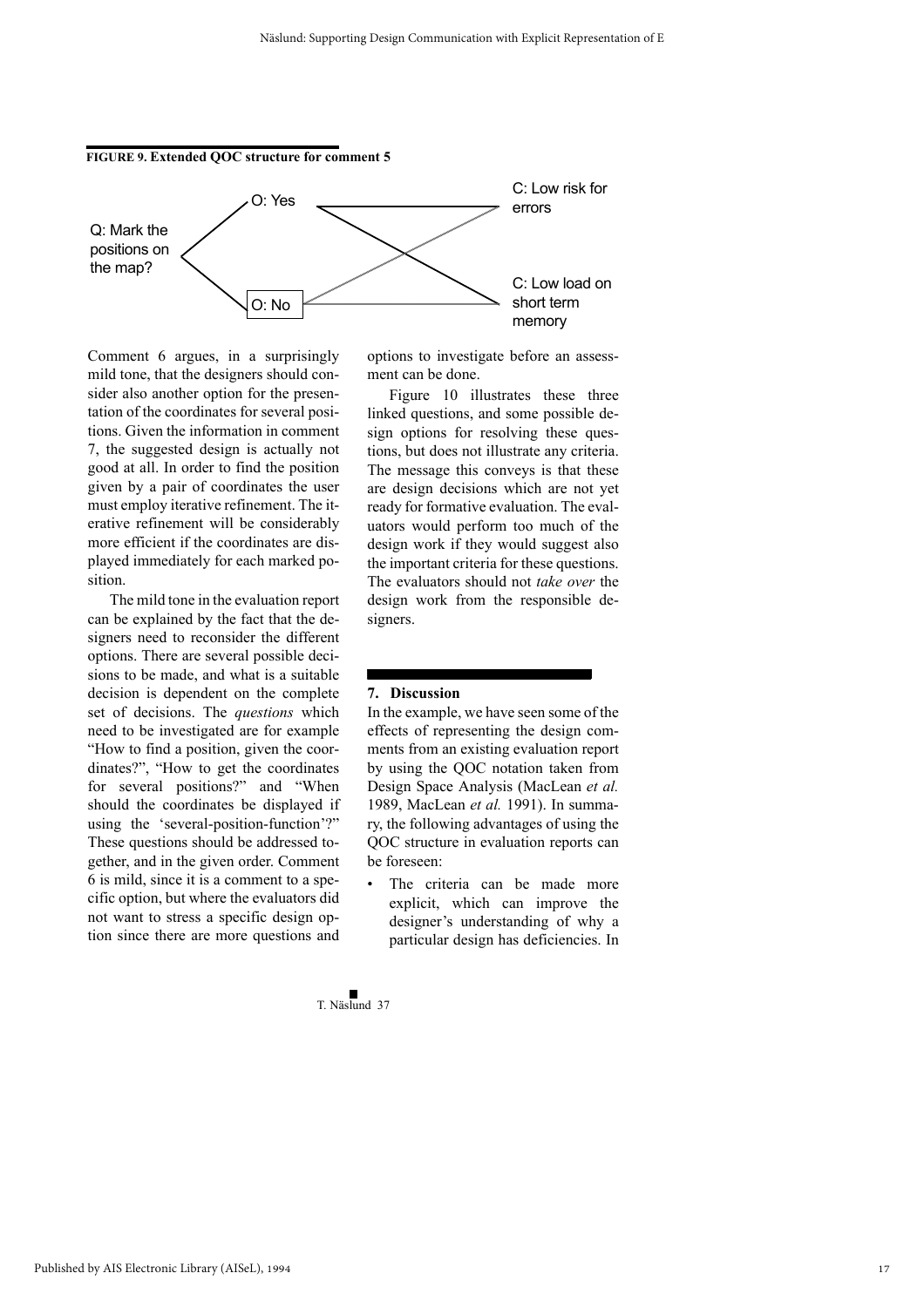**FIGURE 9. Extended QOC structure for comment 5**

Q: Mark the positions on the map?

O: Yes

O: No

C: Low risk for errors

C: Low load on short term memory

Comment 6 argues, in a surprisingly mild tone, that the designers should consider also another option for the presentation of the coordinates for several positions. Given the information in comment 7, the suggested design is actually not good at all. In order to find the position given by a pair of coordinates the user must employ iterative refinement. The iterative refinement will be considerably more efficient if the coordinates are displayed immediately for each marked position.

The mild tone in the evaluation report can be explained by the fact that the designers need to reconsider the different options. There are several possible decisions to be made, and what is a suitable decision is dependent on the complete set of decisions. The *questions* which need to be investigated are for example "How to find a position, given the coordinates?", "How to get the coordinates for several positions?" and "When should the coordinates be displayed if using the 'several-position-function'?" These questions should be addressed together, and in the given order. Comment 6 is mild, since it is a comment to a specific option, but where the evaluators did not want to stress a specific design option since there are more questions and options to investigate before an assessment can be done.

Figure 10 illustrates these three linked questions, and some possible design options for resolving these questions, but does not illustrate any criteria. The message this conveys is that these are design decisions which are not yet ready for formative evaluation. The evaluators would perform too much of the design work if they would suggest also the important criteria for these questions. The evaluators should not *take over* the design work from the responsible designers.

## 7. Discussion

In the example, we have seen some of the effects of representing the design comments from an existing evaluation report by using the QOC notation taken from Design Space Analysis (MacLean *et al.* 1989, MacLean *et al.* 1991). In summary, the following advantages of using the QOC structure in evaluation reports can be foreseen:

- The criteria can be made more explicit, which can improve the designer's understanding of why a particular design has deficiencies. In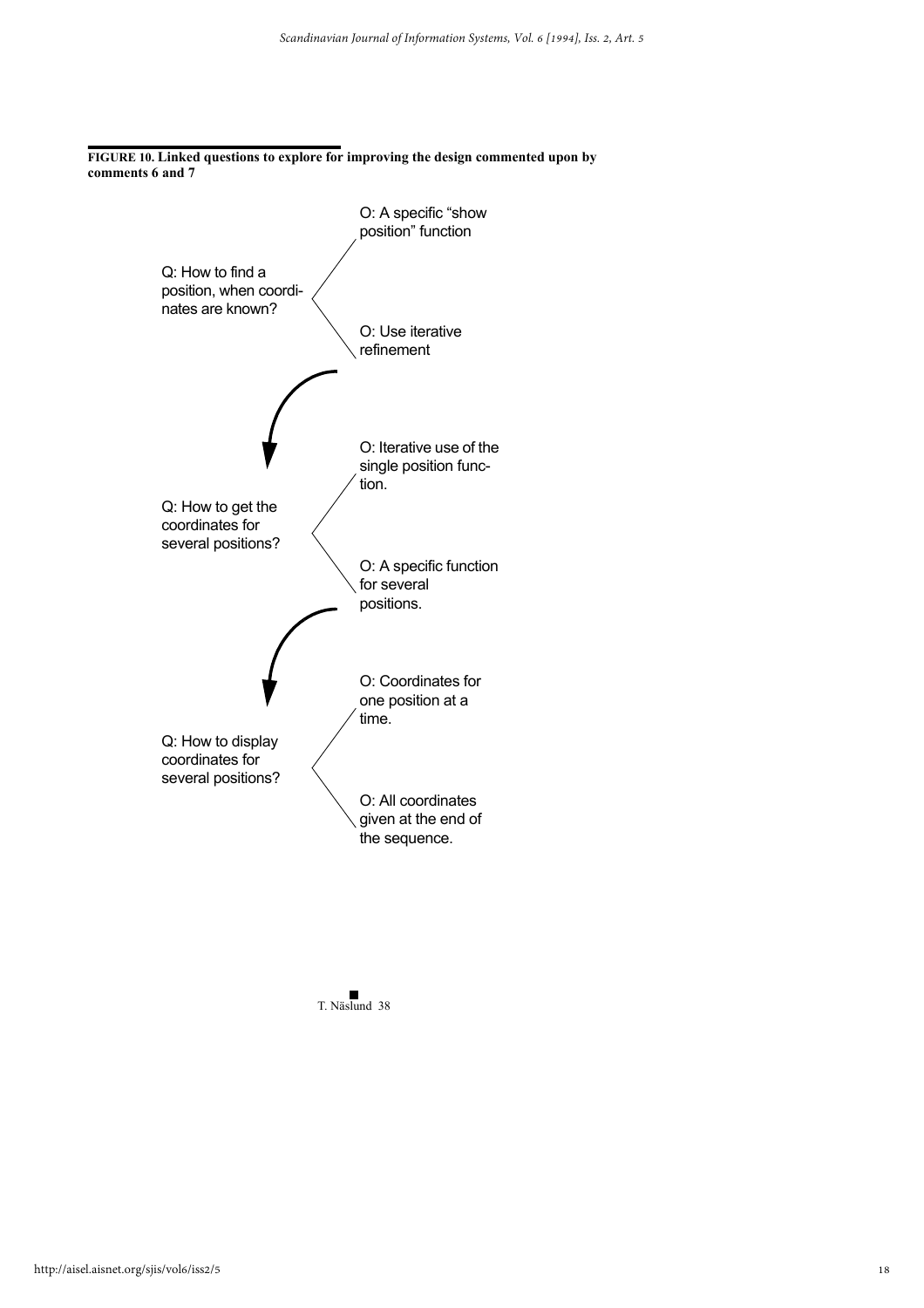**FIGURE 10. Linked questions to explore for improving the design commented upon by comments 6 and 7**

Q: How to find a position, when coordinates are known?

- O: A specific "show position" function
- O: Use iterative refinement

Q: How to get the coordinates for several positions?

- O: Iterative use of the single position function.
- O: A specific function for several positions.

Q: How to display coordinates for several positions?

- O: Coordinates for one position at a time.
- O: All coordinates given at the end of the sequence.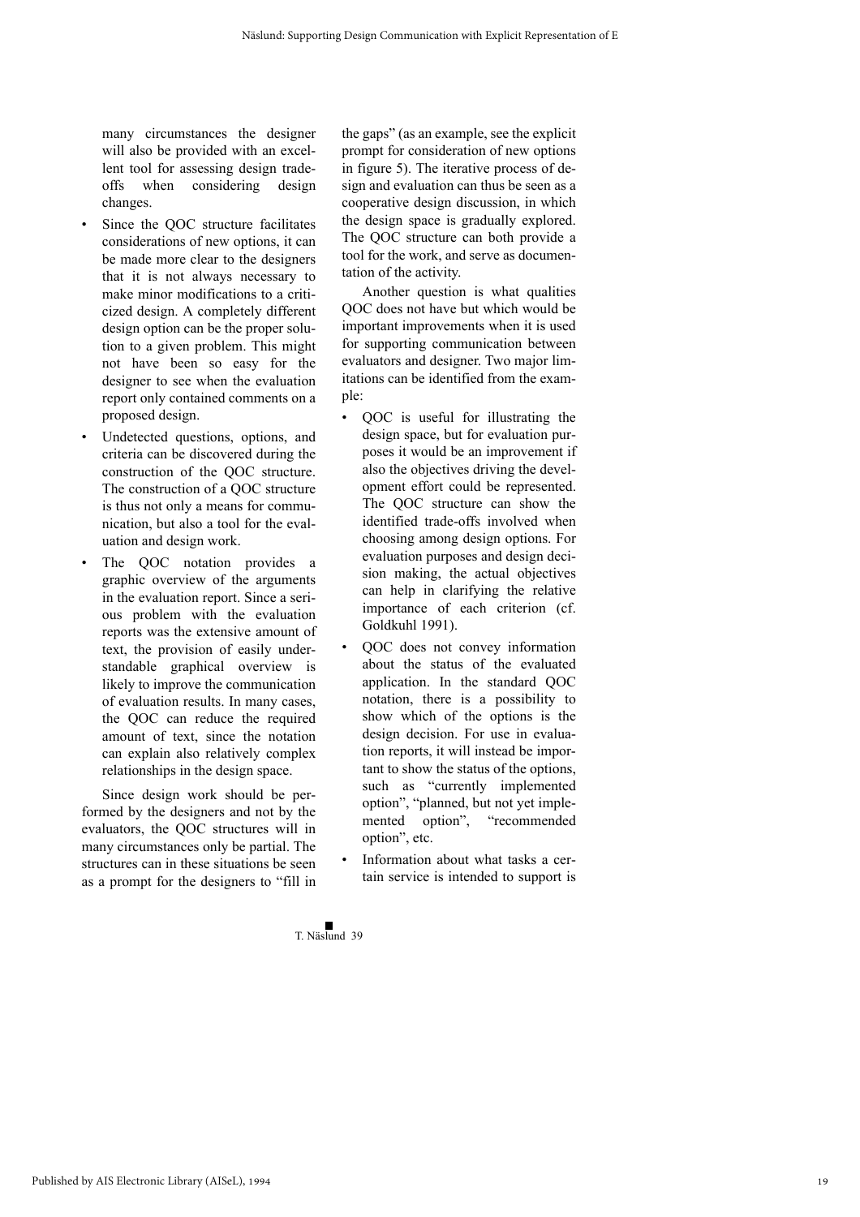many circumstances the designer will also be provided with an excellent tool for assessing design trade-offs when considering design changes.

- Since the QOC structure facilitates considerations of new options, it can be made more clear to the designers that it is not always necessary to make minor modifications to a criticized design. A completely different design option can be the proper solution to a given problem. This might not have been so easy for the designer to see when the evaluation report only contained comments on a proposed design.
- Undetected questions, options, and criteria can be discovered during the construction of the QOC structure. The construction of a QOC structure is thus not only a means for communication, but also a tool for the evaluation and design work.
- The QOC notation provides a graphic overview of the arguments in the evaluation report. Since a serious problem with the evaluation reports was the extensive amount of text, the provision of easily understandable graphical overview is likely to improve the communication of evaluation results. In many cases, the QOC can reduce the required amount of text, since the notation can explain also relatively complex relationships in the design space.

Since design work should be performed by the designers and not by the evaluators, the QOC structures will in many circumstances only be partial. The structures can in these situations be seen as a prompt for the designers to "fill in the gaps" (as an example, see the explicit prompt for consideration of new options in figure 5). The iterative process of design and evaluation can thus be seen as a cooperative design discussion, in which the design space is gradually explored. The QOC structure can both provide a tool for the work, and serve as documentation of the activity.

Another question is what qualities QOC does not have but which would be important improvements when it is used for supporting communication between evaluators and designer. Two major limitations can be identified from the example:

- QOC is useful for illustrating the design space, but for evaluation purposes it would be an improvement if also the objectives driving the development effort could be represented. The QOC structure can show the identified trade-offs involved when choosing among design options. For evaluation purposes and design decision making, the actual objectives can help in clarifying the relative importance of each criterion (cf. Goldkuhl 1991).
- QOC does not convey information about the status of the evaluated application. In the standard QOC notation, there is a possibility to show which of the options is the design decision. For use in evaluation reports, it will instead be important to show the status of the options, such as "currently implemented option", "planned, but not yet implemented option", "recommended option", etc.
- Information about what tasks a certain service is intended to support is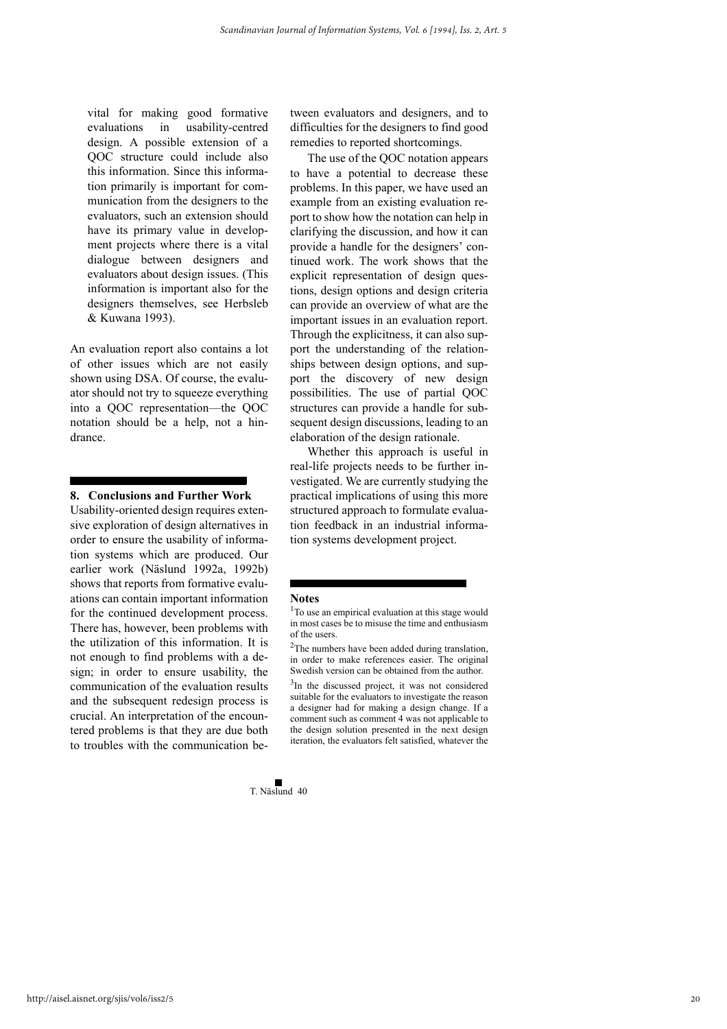vital for making good formative evaluations in usability-centred design. A possible extension of a QOC structure could include also this information. Since this information primarily is important for communication from the designers to the evaluators, such an extension should have its primary value in development projects where there is a vital dialogue between designers and evaluators about design issues. (This information is important also for the designers themselves, see Herbsleb & Kuwana 1993).

An evaluation report also contains a lot of other issues which are not easily shown using DSA. Of course, the evaluator should not try to squeeze everything into a QOC representation—the QOC notation should be a help, not a hindrance.

## 8. Conclusions and Further Work

Usability-oriented design requires extensive exploration of design alternatives in order to ensure the usability of information systems which are produced. Our earlier work (Näslund 1992a, 1992b) shows that reports from formative evaluations can contain important information for the continued development process. There has, however, been problems with the utilization of this information. It is not enough to find problems with a design; in order to ensure usability, the communication of the evaluation results and the subsequent redesign process is crucial. An interpretation of the encountered problems is that they are due both to troubles with the communication between evaluators and designers, and to difficulties for the designers to find good remedies to reported shortcomings.

The use of the QOC notation appears to have a potential to decrease these problems. In this paper, we have used an example from an existing evaluation report to show how the notation can help in clarifying the discussion, and how it can provide a handle for the designers' continued work. The work shows that the explicit representation of design questions, design options and design criteria can provide an overview of what are the important issues in an evaluation report. Through the explicitness, it can also support the understanding of the relationships between design options, and support the discovery of new design possibilities. The use of partial QOC structures can provide a handle for subsequent design discussions, leading to an elaboration of the design rationale.

Whether this approach is useful in real-life projects needs to be further investigated. We are currently studying the practical implications of using this more structured approach to formulate evaluation feedback in an industrial information systems development project.

## Notes

[1] To use an empirical evaluation at this stage would in most cases be to misuse the time and enthusiasm of the users.

[2] The numbers have been added during translation, in order to make references easier. The original Swedish version can be obtained from the author.

[3] In the discussed project, it was not considered suitable for the evaluators to investigate the reason a designer had for making a design change. If a comment such as comment 4 was not applicable to the design solution presented in the next design iteration, the evaluators felt satisfied, whatever the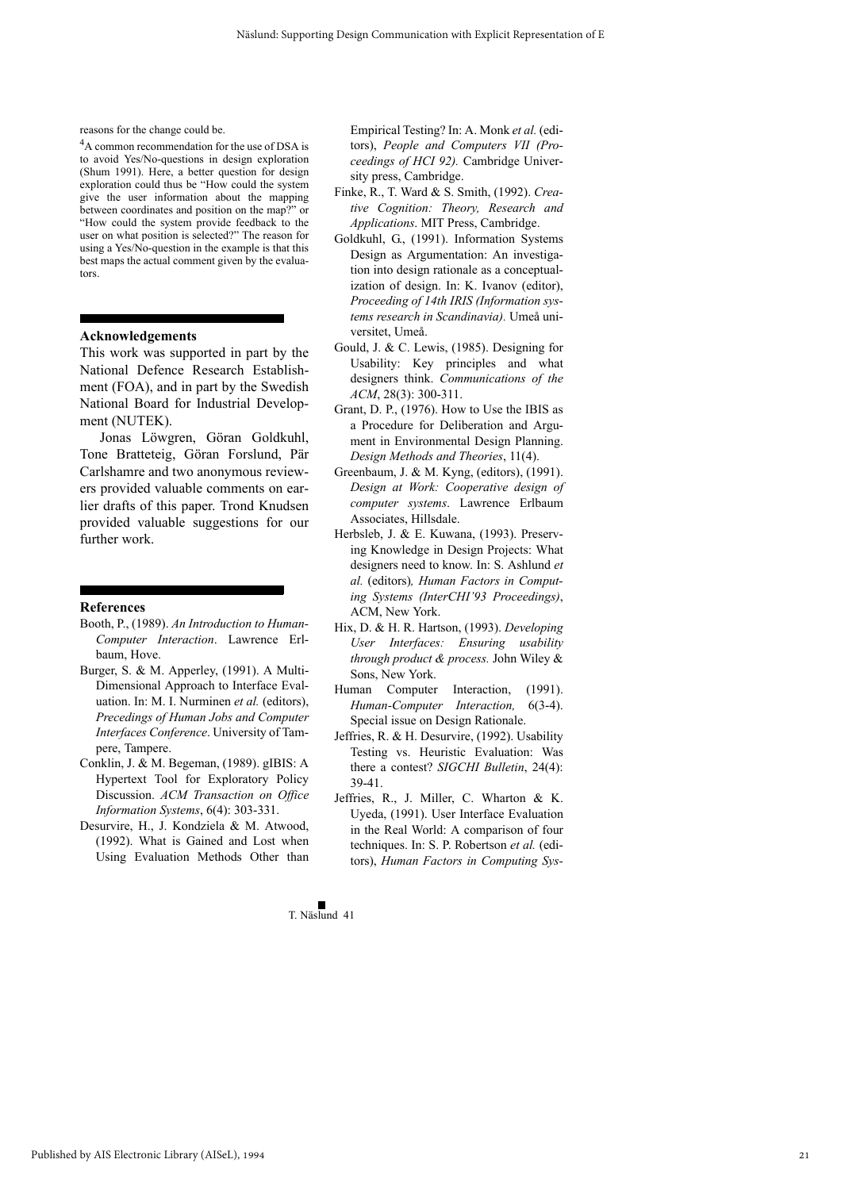reasons for the change could be.

[4]A common recommendation for the use of DSA is to avoid Yes/No-questions in design exploration (Shum 1991). Here, a better question for design exploration could thus be "How could the system give the user information about the mapping between coordinates and position on the map?" or "How could the system provide feedback to the user on what position is selected?" The reason for using a Yes/No-question in the example is that this best maps the actual comment given by the evaluators.

## Acknowledgements

This work was supported in part by the National Defence Research Establishment (FOA), and in part by the Swedish National Board for Industrial Development (NUTEK).

Jonas Löwgren, Göran Goldkuhl, Tone Bratteteig, Göran Forslund, Pär Carlshamre and two anonymous reviewers provided valuable comments on earlier drafts of this paper. Trond Knudsen provided valuable suggestions for our further work.

## References

Booth, P., (1989). *An Introduction to Human-Computer Interaction*. Lawrence Erlbaum, Hove.

Burger, S. & M. Apperley, (1991). A Multi-Dimensional Approach to Interface Evaluation. In: M. I. Nurminen *et al.* (editors), *Precedings of Human Jobs and Computer Interfaces Conference*. University of Tampere, Tampere.

Conklin, J. & M. Begeman, (1989). gIBIS: A Hypertext Tool for Exploratory Policy Discussion. *ACM Transaction on Office Information Systems*, 6(4): 303-331.

Desurvire, H., J. Kondziela & M. Atwood, (1992). What is Gained and Lost when Using Evaluation Methods Other than Empirical Testing? In: A. Monk *et al.* (editors), *People and Computers VII (Proceedings of HCI 92).* Cambridge University press, Cambridge.

Finke, R., T. Ward & S. Smith, (1992). *Creative Cognition: Theory, Research and Applications*. MIT Press, Cambridge.

Goldkuhl, G., (1991). Information Systems Design as Argumentation: An investigation into design rationale as a conceptualization of design. In: K. Ivanov (editor), *Proceeding of 14th IRIS (Information systems research in Scandinavia).* Umeå universitet, Umeå.

Gould, J. & C. Lewis, (1985). Designing for Usability: Key principles and what designers think. *Communications of the ACM*, 28(3): 300-311.

Grant, D. P., (1976). How to Use the IBIS as a Procedure for Deliberation and Argument in Environmental Design Planning. *Design Methods and Theories*, 11(4).

Greenbaum, J. & M. Kyng, (editors), (1991). *Design at Work: Cooperative design of computer systems*. Lawrence Erlbaum Associates, Hillsdale.

Herbsleb, J. & E. Kuwana, (1993). Preserving Knowledge in Design Projects: What designers need to know. In: S. Ashlund *et al.* (editors)*, Human Factors in Computing Systems (InterCHI'93 Proceedings)*, ACM, New York.

Hix, D. & H. R. Hartson, (1993). *Developing User Interfaces: Ensuring usability through product & process.* John Wiley & Sons, New York.

Human Computer Interaction, (1991). *Human-Computer Interaction,* 6(3-4). Special issue on Design Rationale.

Jeffries, R. & H. Desurvire, (1992). Usability Testing vs. Heuristic Evaluation: Was there a contest? *SIGCHI Bulletin*, 24(4): 39-41.

Jeffries, R., J. Miller, C. Wharton & K. Uyeda, (1991). User Interface Evaluation in the Real World: A comparison of four techniques. In: S. P. Robertson *et al.* (editors), *Human Factors in Computing Sys-*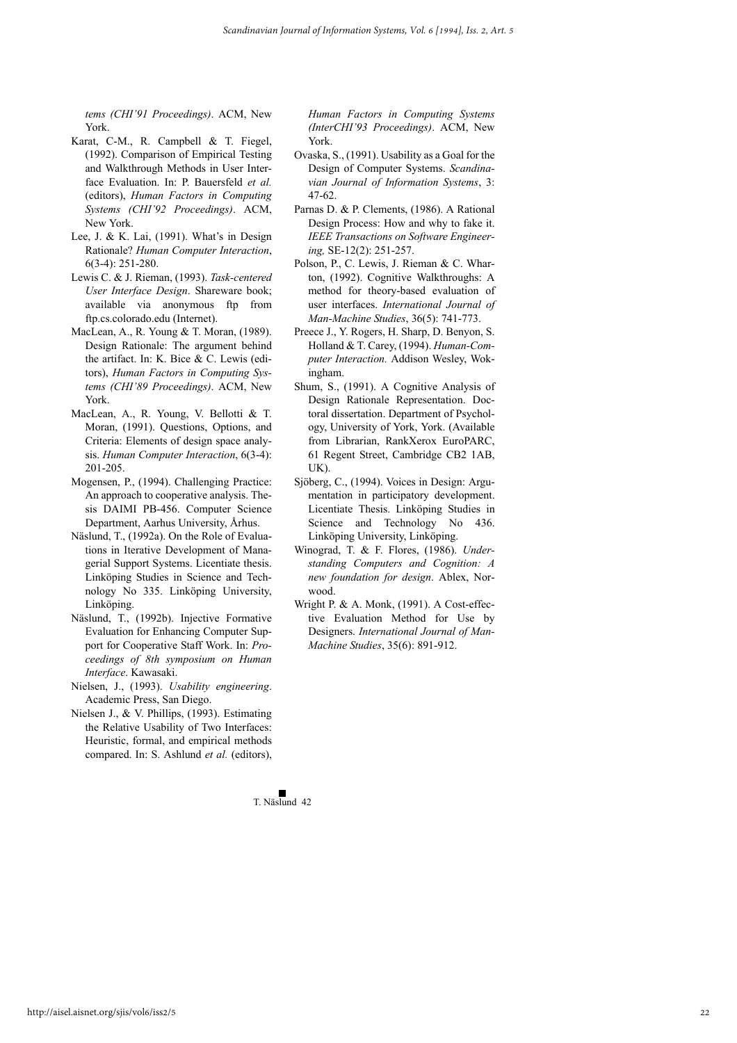*tems (CHI'91 Proceedings)*. ACM, New York.

Karat, C-M., R. Campbell & T. Fiegel, (1992). Comparison of Empirical Testing and Walkthrough Methods in User Interface Evaluation. In: P. Bauersfeld *et al.* (editors), *Human Factors in Computing Systems (CHI'92 Proceedings)*. ACM, New York.

Lee, J. & K. Lai, (1991). What's in Design Rationale? *Human Computer Interaction*, 6(3-4): 251-280.

Lewis C. & J. Rieman, (1993). *Task-centered User Interface Design*. Shareware book; available via anonymous ftp from ftp.cs.colorado.edu (Internet).

MacLean, A., R. Young & T. Moran, (1989). Design Rationale: The argument behind the artifact. In: K. Bice & C. Lewis (editors), *Human Factors in Computing Systems (CHI'89 Proceedings)*. ACM, New York.

MacLean, A., R. Young, V. Bellotti & T. Moran, (1991). Questions, Options, and Criteria: Elements of design space analysis. *Human Computer Interaction*, 6(3-4): 201-205.

Mogensen, P., (1994). Challenging Practice: An approach to cooperative analysis. Thesis DAIMI PB-456. Computer Science Department, Aarhus University, Århus.

Näslund, T., (1992a). On the Role of Evaluations in Iterative Development of Managerial Support Systems. Licentiate thesis. Linköping Studies in Science and Technology No 335. Linköping University, Linköping.

Näslund, T., (1992b). Injective Formative Evaluation for Enhancing Computer Support for Cooperative Staff Work. In: *Proceedings of 8th symposium on Human Interface*. Kawasaki.

Nielsen, J., (1993). *Usability engineering*. Academic Press, San Diego.

Nielsen J., & V. Phillips, (1993). Estimating the Relative Usability of Two Interfaces: Heuristic, formal, and empirical methods compared. In: S. Ashlund *et al.* (editors), *Human Factors in Computing Systems (InterCHI'93 Proceedings)*. ACM, New York.

Ovaska, S., (1991). Usability as a Goal for the Design of Computer Systems. *Scandinavian Journal of Information Systems*, 3: 47-62.

Parnas D. & P. Clements, (1986). A Rational Design Process: How and why to fake it. *IEEE Transactions on Software Engineering,* SE-12(2): 251-257.

Polson, P., C. Lewis, J. Rieman & C. Wharton, (1992). Cognitive Walkthroughs: A method for theory-based evaluation of user interfaces. *International Journal of Man-Machine Studies*, 36(5): 741-773.

Preece J., Y. Rogers, H. Sharp, D. Benyon, S. Holland & T. Carey, (1994). *Human-Computer Interaction.* Addison Wesley, Wokingham.

Shum, S., (1991). A Cognitive Analysis of Design Rationale Representation. Doctoral dissertation. Department of Psychology, University of York, York. (Available from Librarian, RankXerox EuroPARC, 61 Regent Street, Cambridge CB2 1AB, UK).

Sjöberg, C., (1994). Voices in Design: Argumentation in participatory development. Licentiate Thesis. Linköping Studies in Science and Technology No 436. Linköping University, Linköping.

Winograd, T. & F. Flores, (1986). *Understanding Computers and Cognition: A new foundation for design*. Ablex, Norwood.

Wright P. & A. Monk, (1991). A Cost-effective Evaluation Method for Use by Designers. *International Journal of Man-Machine Studies*, 35(6): 891-912.